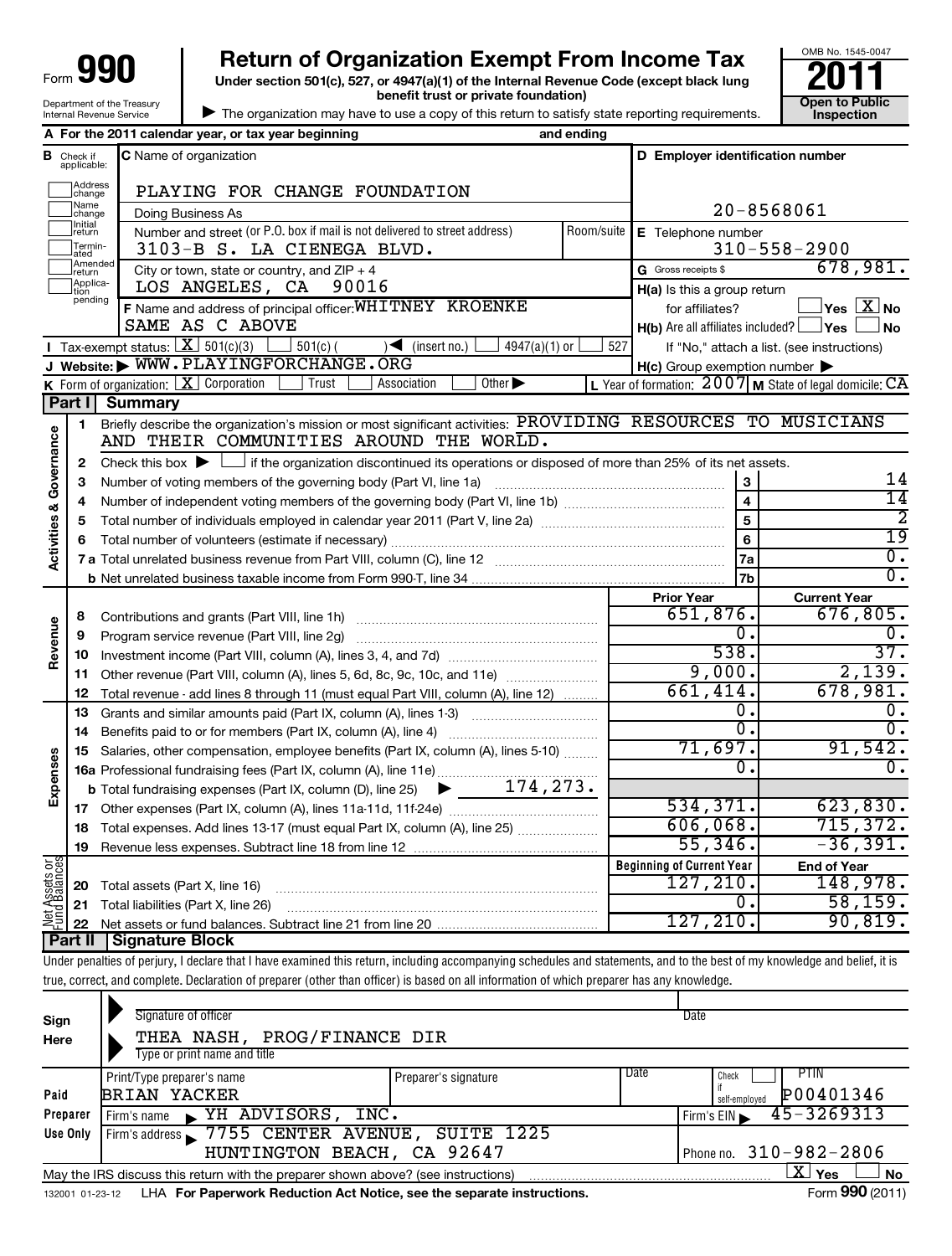Form **990**

# Return of Organization Exempt From Income Tax

**Under section 501(c), 527, or 4947(a)(1) of the Internal Revenue Code (except black lung benefit trust or private foundation)**

Department of the Treasury
Internal Revenue Service

▶ The organization may have to use a copy of this return to satisfy state reporting requirements.

OMB No. 1545-0047

**2011**

**Open to Public Inspection**

**A** For the 2011 calendar year, or tax year beginning and ending

**B** Check if applicable: Address change, Name change, Initial return, Terminated, Amended return, Application pending

**C** Name of organization: PLAYING FOR CHANGE FOUNDATION

Doing Business As

Number and street (or P.O. box if mail is not delivered to street address) Room/suite: 3103-B S. LA CIENEGA BLVD.

City or town, state or country, and ZIP + 4: LOS ANGELES, CA 90016

**D** Employer identification number: 20-8568061

**E** Telephone number: 310-558-2900

**G** Gross receipts $ 678,981.

**F** Name and address of principal officer: WHITNEY KROENKE, SAME AS C ABOVE

**H(a)** Is this a group return for affiliates? ☐ Yes ☒ No

**H(b)** Are all affiliates included? ☐ Yes ☐ No — If "No," attach a list. (see instructions)

**I** Tax-exempt status: ☒ 501(c)(3) ☐ 501(c) ( ) ◀ (insert no.) ☐ 4947(a)(1) or ☐ 527

**J** Website: ▶ WWW.PLAYINGFORCHANGE.ORG

**H(c)** Group exemption number ▶

**K** Form of organization: ☒ Corporation ☐ Trust ☐ Association ☐ Other ▶

**L** Year of formation: 2007 **M** State of legal domicile: CA

## Part I Summary

**Activities & Governance**

1. Briefly describe the organization's mission or most significant activities: PROVIDING RESOURCES TO MUSICIANS AND THEIR COMMUNITIES AROUND THE WORLD.
2. Check this box ▶ ☐ if the organization discontinued its operations or disposed of more than 25% of its net assets.

| Line | Description | Box | Value |
|---|---|---|---|
| 3 | Number of voting members of the governing body (Part VI, line 1a) | 3 | 14 |
| 4 | Number of independent voting members of the governing body (Part VI, line 1b) | 4 | 14 |
| 5 | Total number of individuals employed in calendar year 2011 (Part V, line 2a) | 5 | 2 |
| 6 | Total number of volunteers (estimate if necessary) | 6 | 19 |
| 7a | Total unrelated business revenue from Part VIII, column (C), line 12 | 7a | 0. |
| 7b | Net unrelated business taxable income from Form 990-T, line 34 | 7b | 0. |

| Line | Description | Prior Year | Current Year |
|---|---|---|---|
| **Revenue** | | | |
| 8 | Contributions and grants (Part VIII, line 1h) | 651,876. | 676,805. |
| 9 | Program service revenue (Part VIII, line 2g) | 0. | 0. |
| 10 | Investment income (Part VIII, column (A), lines 3, 4, and 7d) | 538. | 37. |
| 11 | Other revenue (Part VIII, column (A), lines 5, 6d, 8c, 9c, 10c, and 11e) | 9,000. | 2,139. |
| 12 | Total revenue - add lines 8 through 11 (must equal Part VIII, column (A), line 12) | 661,414. | 678,981. |
| **Expenses** | | | |
| 13 | Grants and similar amounts paid (Part IX, column (A), lines 1-3) | 0. | 0. |
| 14 | Benefits paid to or for members (Part IX, column (A), line 4) | 0. | 0. |
| 15 | Salaries, other compensation, employee benefits (Part IX, column (A), lines 5-10) | 71,697. | 91,542. |
| 16a | Professional fundraising fees (Part IX, column (A), line 11e) | 0. | 0. |
| b | Total fundraising expenses (Part IX, column (D), line 25) ▶ 174,273. | | |
| 17 | Other expenses (Part IX, column (A), lines 11a-11d, 11f-24e) | 534,371. | 623,830. |
| 18 | Total expenses. Add lines 13-17 (must equal Part IX, column (A), line 25) | 606,068. | 715,372. |
| 19 | Revenue less expenses. Subtract line 18 from line 12 | 55,346. | -36,391. |
| **Net Assets or Fund Balances** | | **Beginning of Current Year** | **End of Year** |
| 20 | Total assets (Part X, line 16) | 127,210. | 148,978. |
| 21 | Total liabilities (Part X, line 26) | 0. | 58,159. |
| 22 | Net assets or fund balances. Subtract line 21 from line 20 | 127,210. | 90,819. |

## Part II Signature Block

Under penalties of perjury, I declare that I have examined this return, including accompanying schedules and statements, and to the best of my knowledge and belief, it is true, correct, and complete. Declaration of preparer (other than officer) is based on all information of which preparer has any knowledge.

**Sign Here**

Signature of officer — Date

THEA NASH, PROG/FINANCE DIR
Type or print name and title

**Paid Preparer Use Only**

| Print/Type preparer's name | Preparer's signature | Date | Check if self-employed | PTIN |
|---|---|---|---|---|
| BRIAN YACKER | | | ☐ | P00401346 |

Firm's name ▶ YH ADVISORS, INC. — Firm's EIN ▶ 45-3269313

Firm's address ▶ 7755 CENTER AVENUE, SUITE 1225, HUNTINGTON BEACH, CA 92647 — Phone no. 310-982-2806

May the IRS discuss this return with the preparer shown above? (see instructions) ☒ Yes ☐ No

132001 01-23-12 LHA **For Paperwork Reduction Act Notice, see the separate instructions.** Form **990** (2011)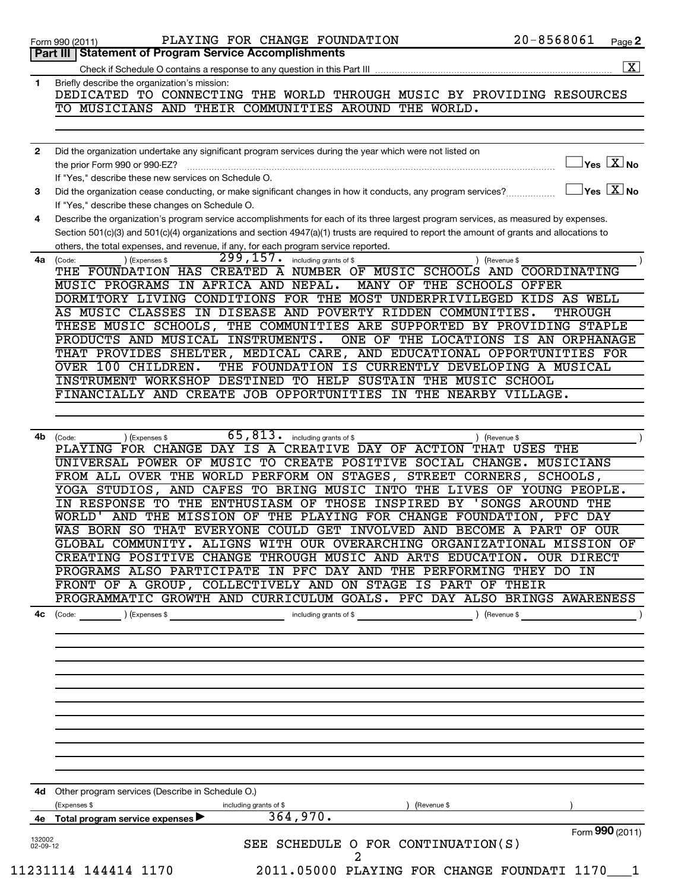Form 990 (2011) PLAYING FOR CHANGE FOUNDATION 20-8568061

## Part III Statement of Program Service Accomplishments

Check if Schedule O contains a response to any question in this Part III ☒

**1** Briefly describe the organization's mission:

DEDICATED TO CONNECTING THE WORLD THROUGH MUSIC BY PROVIDING RESOURCES TO MUSICIANS AND THEIR COMMUNITIES AROUND THE WORLD.

**2** Did the organization undertake any significant program services during the year which were not listed on the prior Form 990 or 990-EZ? ☐ Yes ☒ No

If "Yes," describe these new services on Schedule O.

**3** Did the organization cease conducting, or make significant changes in how it conducts, any program services? ☐ Yes ☒ No

If "Yes," describe these changes on Schedule O.

**4** Describe the organization's program service accomplishments for each of its three largest program services, as measured by expenses. Section 501(c)(3) and 501(c)(4) organizations and section 4947(a)(1) trusts are required to report the amount of grants and allocations to others, the total expenses, and revenue, if any, for each program service reported.

**4a** (Code: ) (Expenses $ 299,157. including grants of $ ) (Revenue $ )

THE FOUNDATION HAS CREATED A NUMBER OF MUSIC SCHOOLS AND COORDINATING MUSIC PROGRAMS IN AFRICA AND NEPAL. MANY OF THE SCHOOLS OFFER DORMITORY LIVING CONDITIONS FOR THE MOST UNDERPRIVILEGED KIDS AS WELL AS MUSIC CLASSES IN DISEASE AND POVERTY RIDDEN COMMUNITIES. THROUGH THESE MUSIC SCHOOLS, THE COMMUNITIES ARE SUPPORTED BY PROVIDING STAPLE PRODUCTS AND MUSICAL INSTRUMENTS. ONE OF THE LOCATIONS IS AN ORPHANAGE THAT PROVIDES SHELTER, MEDICAL CARE, AND EDUCATIONAL OPPORTUNITIES FOR OVER 100 CHILDREN. THE FOUNDATION IS CURRENTLY DEVELOPING A MUSICAL INSTRUMENT WORKSHOP DESTINED TO HELP SUSTAIN THE MUSIC SCHOOL FINANCIALLY AND CREATE JOB OPPORTUNITIES IN THE NEARBY VILLAGE.

**4b** (Code: ) (Expenses $ 65,813. including grants of $ ) (Revenue $ )

PLAYING FOR CHANGE DAY IS A CREATIVE DAY OF ACTION THAT USES THE UNIVERSAL POWER OF MUSIC TO CREATE POSITIVE SOCIAL CHANGE. MUSICIANS FROM ALL OVER THE WORLD PERFORM ON STAGES, STREET CORNERS, SCHOOLS, YOGA STUDIOS, AND CAFES TO BRING MUSIC INTO THE LIVES OF YOUNG PEOPLE. IN RESPONSE TO THE ENTHUSIASM OF THOSE INSPIRED BY 'SONGS AROUND THE WORLD' AND THE MISSION OF THE PLAYING FOR CHANGE FOUNDATION, PFC DAY WAS BORN SO THAT EVERYONE COULD GET INVOLVED AND BECOME A PART OF OUR GLOBAL COMMUNITY. ALIGNS WITH OUR OVERARCHING ORGANIZATIONAL MISSION OF CREATING POSITIVE CHANGE THROUGH MUSIC AND ARTS EDUCATION. OUR DIRECT PROGRAMS ALSO PARTICIPATE IN PFC DAY AND THE PERFORMING THEY DO IN FRONT OF A GROUP, COLLECTIVELY AND ON STAGE IS PART OF THEIR PROGRAMMATIC GROWTH AND CURRICULUM GOALS. PFC DAY ALSO BRINGS AWARENESS

**4c** (Code: ) (Expenses $ including grants of $ ) (Revenue $ )

**4d** Other program services (Describe in Schedule O.)

(Expenses $ including grants of $ ) (Revenue $ )

**4e** Total program service expenses ▶ 364,970.

SEE SCHEDULE O FOR CONTINUATION(S)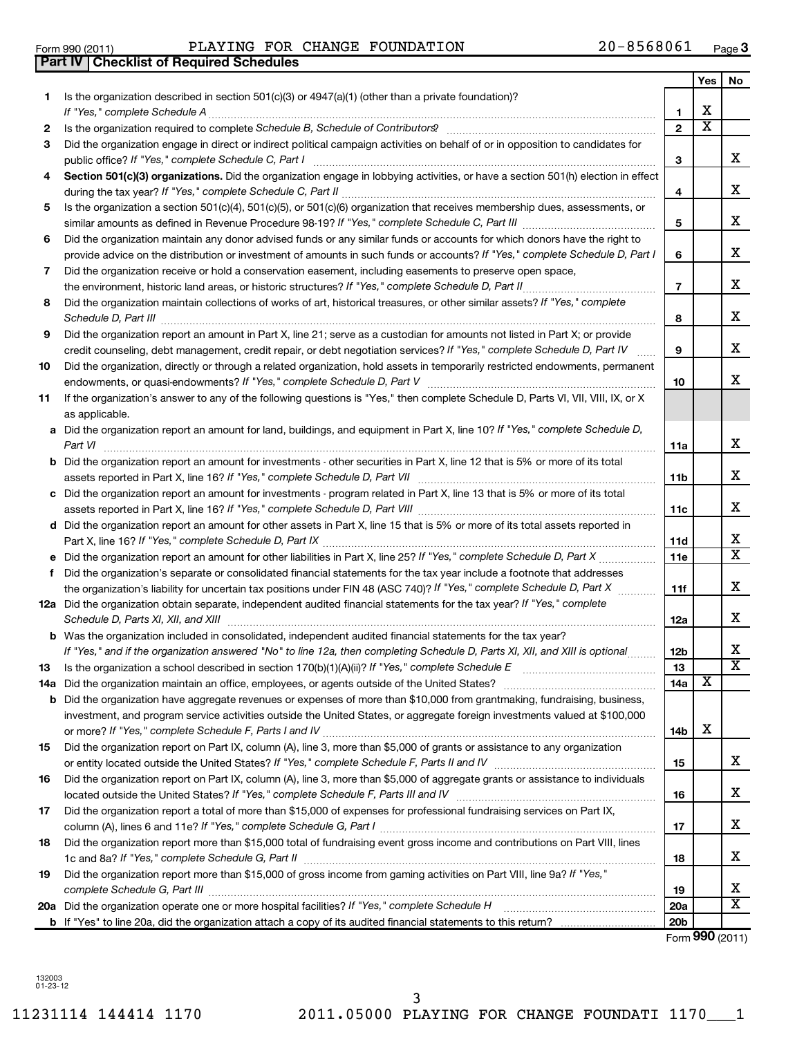Form 990 (2011) PLAYING FOR CHANGE FOUNDATION 20-8568061

## Part IV Checklist of Required Schedules

| | | | Yes | No |
|---|---|---|---|---|
| 1 | Is the organization described in section 501(c)(3) or 4947(a)(1) (other than a private foundation)? *If "Yes," complete Schedule A* | 1 | X | |
| 2 | Is the organization required to complete *Schedule B, Schedule of Contributors*? | 2 | X | |
| 3 | Did the organization engage in direct or indirect political campaign activities on behalf of or in opposition to candidates for public office? *If "Yes," complete Schedule C, Part I* | 3 | | X |
| 4 | **Section 501(c)(3) organizations.** Did the organization engage in lobbying activities, or have a section 501(h) election in effect during the tax year? *If "Yes," complete Schedule C, Part II* | 4 | | X |
| 5 | Is the organization a section 501(c)(4), 501(c)(5), or 501(c)(6) organization that receives membership dues, assessments, or similar amounts as defined in Revenue Procedure 98-19? *If "Yes," complete Schedule C, Part III* | 5 | | X |
| 6 | Did the organization maintain any donor advised funds or any similar funds or accounts for which donors have the right to provide advice on the distribution or investment of amounts in such funds or accounts? *If "Yes," complete Schedule D, Part I* | 6 | | X |
| 7 | Did the organization receive or hold a conservation easement, including easements to preserve open space, the environment, historic land areas, or historic structures? *If "Yes," complete Schedule D, Part II* | 7 | | X |
| 8 | Did the organization maintain collections of works of art, historical treasures, or other similar assets? *If "Yes," complete Schedule D, Part III* | 8 | | X |
| 9 | Did the organization report an amount in Part X, line 21; serve as a custodian for amounts not listed in Part X; or provide credit counseling, debt management, credit repair, or debt negotiation services? *If "Yes," complete Schedule D, Part IV* | 9 | | X |
| 10 | Did the organization, directly or through a related organization, hold assets in temporarily restricted endowments, permanent endowments, or quasi-endowments? *If "Yes," complete Schedule D, Part V* | 10 | | X |
| 11 | If the organization's answer to any of the following questions is "Yes," then complete Schedule D, Parts VI, VII, VIII, IX, or X as applicable. | | | |
| a | Did the organization report an amount for land, buildings, and equipment in Part X, line 10? *If "Yes," complete Schedule D, Part VI* | 11a | | X |
| b | Did the organization report an amount for investments - other securities in Part X, line 12 that is 5% or more of its total assets reported in Part X, line 16? *If "Yes," complete Schedule D, Part VII* | 11b | | X |
| c | Did the organization report an amount for investments - program related in Part X, line 13 that is 5% or more of its total assets reported in Part X, line 16? *If "Yes," complete Schedule D, Part VIII* | 11c | | X |
| d | Did the organization report an amount for other assets in Part X, line 15 that is 5% or more of its total assets reported in Part X, line 16? *If "Yes," complete Schedule D, Part IX* | 11d | | X |
| e | Did the organization report an amount for other liabilities in Part X, line 25? *If "Yes," complete Schedule D, Part X* | 11e | | X |
| f | Did the organization's separate or consolidated financial statements for the tax year include a footnote that addresses the organization's liability for uncertain tax positions under FIN 48 (ASC 740)? *If "Yes," complete Schedule D, Part X* | 11f | | X |
| 12a | Did the organization obtain separate, independent audited financial statements for the tax year? *If "Yes," complete Schedule D, Parts XI, XII, and XIII* | 12a | | X |
| b | Was the organization included in consolidated, independent audited financial statements for the tax year? *If "Yes," and if the organization answered "No" to line 12a, then completing Schedule D, Parts XI, XII, and XIII is optional* | 12b | | X |
| 13 | Is the organization a school described in section 170(b)(1)(A)(ii)? *If "Yes," complete Schedule E* | 13 | | X |
| 14a | Did the organization maintain an office, employees, or agents outside of the United States? | 14a | X | |
| b | Did the organization have aggregate revenues or expenses of more than $10,000 from grantmaking, fundraising, business, investment, and program service activities outside the United States, or aggregate foreign investments valued at $100,000 or more? *If "Yes," complete Schedule F, Parts I and IV* | 14b | X | |
| 15 | Did the organization report on Part IX, column (A), line 3, more than $5,000 of grants or assistance to any organization or entity located outside the United States? *If "Yes," complete Schedule F, Parts II and IV* | 15 | | X |
| 16 | Did the organization report on Part IX, column (A), line 3, more than $5,000 of aggregate grants or assistance to individuals located outside the United States? *If "Yes," complete Schedule F, Parts III and IV* | 16 | | X |
| 17 | Did the organization report a total of more than $15,000 of expenses for professional fundraising services on Part IX, column (A), lines 6 and 11e? *If "Yes," complete Schedule G, Part I* | 17 | | X |
| 18 | Did the organization report more than $15,000 total of fundraising event gross income and contributions on Part VIII, lines 1c and 8a? *If "Yes," complete Schedule G, Part II* | 18 | | X |
| 19 | Did the organization report more than $15,000 of gross income from gaming activities on Part VIII, line 9a? *If "Yes," complete Schedule G, Part III* | 19 | | X |
| 20a | Did the organization operate one or more hospital facilities? *If "Yes," complete Schedule H* | 20a | | X |
| b | If "Yes" to line 20a, did the organization attach a copy of its audited financial statements to this return? | 20b | | |

Form **990** (2011)

132003 01-23-12

11231114 144414 1170 2011.05000 PLAYING FOR CHANGE FOUNDATI 1170___1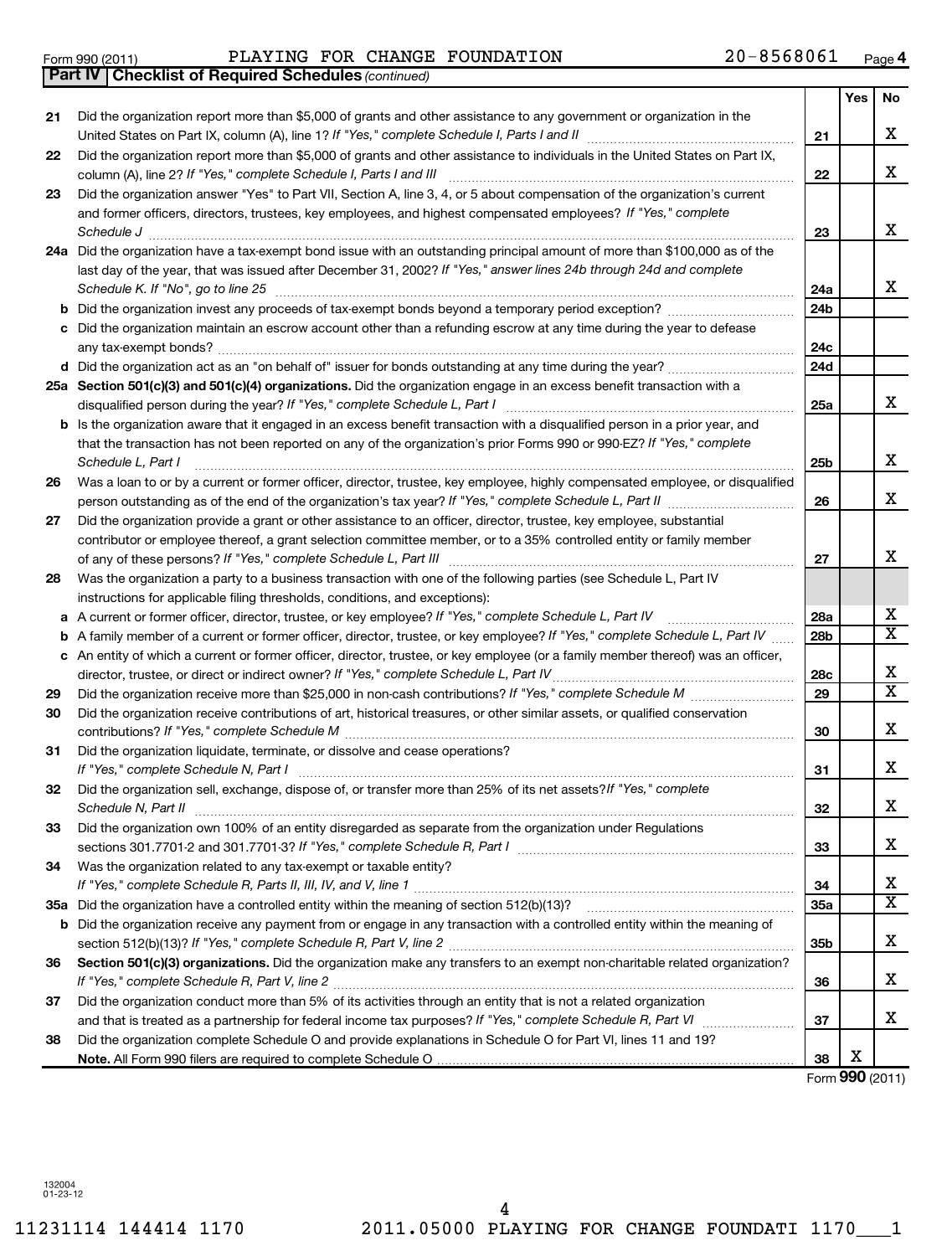Form 990 (2011) PLAYING FOR CHANGE FOUNDATION 20-8568061

**Part IV Checklist of Required Schedules** *(continued)*

| | | | Yes | No |
|---|---|---|---|---|
| 21 | Did the organization report more than $5,000 of grants and other assistance to any government or organization in the United States on Part IX, column (A), line 1? *If "Yes," complete Schedule I, Parts I and II* | 21 | | X |
| 22 | Did the organization report more than $5,000 of grants and other assistance to individuals in the United States on Part IX, column (A), line 2? *If "Yes," complete Schedule I, Parts I and III* | 22 | | X |
| 23 | Did the organization answer "Yes" to Part VII, Section A, line 3, 4, or 5 about compensation of the organization's current and former officers, directors, trustees, key employees, and highest compensated employees? *If "Yes," complete Schedule J* | 23 | | X |
| 24a | Did the organization have a tax-exempt bond issue with an outstanding principal amount of more than $100,000 as of the last day of the year, that was issued after December 31, 2002? *If "Yes," answer lines 24b through 24d and complete Schedule K. If "No", go to line 25* | 24a | | X |
| b | Did the organization invest any proceeds of tax-exempt bonds beyond a temporary period exception? | 24b | | |
| c | Did the organization maintain an escrow account other than a refunding escrow at any time during the year to defease any tax-exempt bonds? | 24c | | |
| d | Did the organization act as an "on behalf of" issuer for bonds outstanding at any time during the year? | 24d | | |
| 25a | **Section 501(c)(3) and 501(c)(4) organizations.** Did the organization engage in an excess benefit transaction with a disqualified person during the year? *If "Yes," complete Schedule L, Part I* | 25a | | X |
| b | Is the organization aware that it engaged in an excess benefit transaction with a disqualified person in a prior year, and that the transaction has not been reported on any of the organization's prior Forms 990 or 990-EZ? *If "Yes," complete Schedule L, Part I* | 25b | | X |
| 26 | Was a loan to or by a current or former officer, director, trustee, key employee, highly compensated employee, or disqualified person outstanding as of the end of the organization's tax year? *If "Yes," complete Schedule L, Part II* | 26 | | X |
| 27 | Did the organization provide a grant or other assistance to an officer, director, trustee, key employee, substantial contributor or employee thereof, a grant selection committee member, or to a 35% controlled entity or family member of any of these persons? *If "Yes," complete Schedule L, Part III* | 27 | | X |
| 28 | Was the organization a party to a business transaction with one of the following parties (see Schedule L, Part IV instructions for applicable filing thresholds, conditions, and exceptions): | | | |
| a | A current or former officer, director, trustee, or key employee? *If "Yes," complete Schedule L, Part IV* | 28a | | X |
| b | A family member of a current or former officer, director, trustee, or key employee? *If "Yes," complete Schedule L, Part IV* | 28b | | X |
| c | An entity of which a current or former officer, director, trustee, or key employee (or a family member thereof) was an officer, director, trustee, or direct or indirect owner? *If "Yes," complete Schedule L, Part IV* | 28c | | X |
| 29 | Did the organization receive more than $25,000 in non-cash contributions? *If "Yes," complete Schedule M* | 29 | | X |
| 30 | Did the organization receive contributions of art, historical treasures, or other similar assets, or qualified conservation contributions? *If "Yes," complete Schedule M* | 30 | | X |
| 31 | Did the organization liquidate, terminate, or dissolve and cease operations? *If "Yes," complete Schedule N, Part I* | 31 | | X |
| 32 | Did the organization sell, exchange, dispose of, or transfer more than 25% of its net assets? *If "Yes," complete Schedule N, Part II* | 32 | | X |
| 33 | Did the organization own 100% of an entity disregarded as separate from the organization under Regulations sections 301.7701-2 and 301.7701-3? *If "Yes," complete Schedule R, Part I* | 33 | | X |
| 34 | Was the organization related to any tax-exempt or taxable entity? *If "Yes," complete Schedule R, Parts II, III, IV, and V, line 1* | 34 | | X |
| 35a | Did the organization have a controlled entity within the meaning of section 512(b)(13)? | 35a | | X |
| b | Did the organization receive any payment from or engage in any transaction with a controlled entity within the meaning of section 512(b)(13)? *If "Yes," complete Schedule R, Part V, line 2* | 35b | | X |
| 36 | **Section 501(c)(3) organizations.** Did the organization make any transfers to an exempt non-charitable related organization? *If "Yes," complete Schedule R, Part V, line 2* | 36 | | X |
| 37 | Did the organization conduct more than 5% of its activities through an entity that is not a related organization and that is treated as a partnership for federal income tax purposes? *If "Yes," complete Schedule R, Part VI* | 37 | | X |
| 38 | Did the organization complete Schedule O and provide explanations in Schedule O for Part VI, lines 11 and 19? **Note.** All Form 990 filers are required to complete Schedule O | 38 | X | |

Form **990** (2011)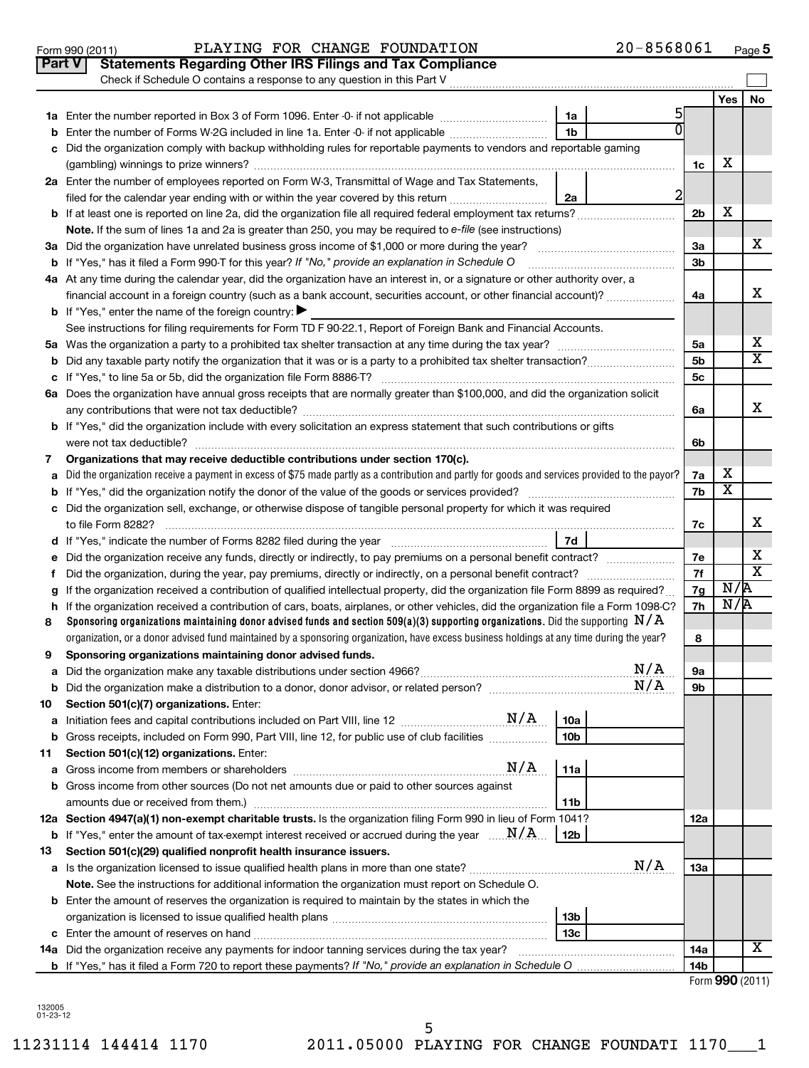Form 990 (2011) PLAYING FOR CHANGE FOUNDATION 20-8568061 Page 5

## Part V Statements Regarding Other IRS Filings and Tax Compliance

Check if Schedule O contains a response to any question in this Part V

| | | | | | Yes | No |
|---|---|---|---|---|---|---|
| **1a** | Enter the number reported in Box 3 of Form 1096. Enter -0- if not applicable | 1a | 5 | | | |
| **b** | Enter the number of Forms W-2G included in line 1a. Enter -0- if not applicable | 1b | 0 | | | |
| **c** | Did the organization comply with backup withholding rules for reportable payments to vendors and reportable gaming (gambling) winnings to prize winners? | | | 1c | X | |
| **2a** | Enter the number of employees reported on Form W-3, Transmittal of Wage and Tax Statements, filed for the calendar year ending with or within the year covered by this return | 2a | 2 | | | |
| **b** | If at least one is reported on line 2a, did the organization file all required federal employment tax returns? | | | 2b | X | |
| | **Note.** If the sum of lines 1a and 2a is greater than 250, you may be required to *e-file* (see instructions) | | | | | |
| **3a** | Did the organization have unrelated business gross income of $1,000 or more during the year? | | | 3a | | X |
| **b** | If "Yes," has it filed a Form 990-T for this year? *If "No," provide an explanation in Schedule O* | | | 3b | | |
| **4a** | At any time during the calendar year, did the organization have an interest in, or a signature or other authority over, a financial account in a foreign country (such as a bank account, securities account, or other financial account)? | | | 4a | | X |
| **b** | If "Yes," enter the name of the foreign country: ▶ | | | | | |
| | See instructions for filing requirements for Form TD F 90-22.1, Report of Foreign Bank and Financial Accounts. | | | | | |
| **5a** | Was the organization a party to a prohibited tax shelter transaction at any time during the tax year? | | | 5a | | X |
| **b** | Did any taxable party notify the organization that it was or is a party to a prohibited tax shelter transaction? | | | 5b | | X |
| **c** | If "Yes," to line 5a or 5b, did the organization file Form 8886-T? | | | 5c | | |
| **6a** | Does the organization have annual gross receipts that are normally greater than $100,000, and did the organization solicit any contributions that were not tax deductible? | | | 6a | | X |
| **b** | If "Yes," did the organization include with every solicitation an express statement that such contributions or gifts were not tax deductible? | | | 6b | | |
| **7** | **Organizations that may receive deductible contributions under section 170(c).** | | | | | |
| **a** | Did the organization receive a payment in excess of $75 made partly as a contribution and partly for goods and services provided to the payor? | | | 7a | X | |
| **b** | If "Yes," did the organization notify the donor of the value of the goods or services provided? | | | 7b | X | |
| **c** | Did the organization sell, exchange, or otherwise dispose of tangible personal property for which it was required to file Form 8282? | | | 7c | | X |
| **d** | If "Yes," indicate the number of Forms 8282 filed during the year | 7d | | | | |
| **e** | Did the organization receive any funds, directly or indirectly, to pay premiums on a personal benefit contract? | | | 7e | | X |
| **f** | Did the organization, during the year, pay premiums, directly or indirectly, on a personal benefit contract? | | | 7f | | X |
| **g** | If the organization received a contribution of qualified intellectual property, did the organization file Form 8899 as required? | | | 7g | N/A | |
| **h** | If the organization received a contribution of cars, boats, airplanes, or other vehicles, did the organization file a Form 1098-C? | | | 7h | N/A | |
| **8** | **Sponsoring organizations maintaining donor advised funds and section 509(a)(3) supporting organizations.** Did the supporting N/A organization, or a donor advised fund maintained by a sponsoring organization, have excess business holdings at any time during the year? | | | 8 | | |
| **9** | **Sponsoring organizations maintaining donor advised funds.** | | | | | |
| **a** | Did the organization make any taxable distributions under section 4966? N/A | | | 9a | | |
| **b** | Did the organization make a distribution to a donor, donor advisor, or related person? N/A | | | 9b | | |
| **10** | **Section 501(c)(7) organizations.** Enter: | | | | | |
| **a** | Initiation fees and capital contributions included on Part VIII, line 12 N/A | 10a | | | | |
| **b** | Gross receipts, included on Form 990, Part VIII, line 12, for public use of club facilities | 10b | | | | |
| **11** | **Section 501(c)(12) organizations.** Enter: | | | | | |
| **a** | Gross income from members or shareholders N/A | 11a | | | | |
| **b** | Gross income from other sources (Do not net amounts due or paid to other sources against amounts due or received from them.) | 11b | | | | |
| **12a** | **Section 4947(a)(1) non-exempt charitable trusts.** Is the organization filing Form 990 in lieu of Form 1041? | | | 12a | | |
| **b** | If "Yes," enter the amount of tax-exempt interest received or accrued during the year N/A | 12b | | | | |
| **13** | **Section 501(c)(29) qualified nonprofit health insurance issuers.** | | | | | |
| **a** | Is the organization licensed to issue qualified health plans in more than one state? N/A | | | 13a | | |
| | **Note.** See the instructions for additional information the organization must report on Schedule O. | | | | | |
| **b** | Enter the amount of reserves the organization is required to maintain by the states in which the organization is licensed to issue qualified health plans | 13b | | | | |
| **c** | Enter the amount of reserves on hand | 13c | | | | |
| **14a** | Did the organization receive any payments for indoor tanning services during the tax year? | | | 14a | | X |
| **b** | If "Yes," has it filed a Form 720 to report these payments? *If "No," provide an explanation in Schedule O* | | | 14b | | |

Form **990** (2011)

132005 01-23-12

11231114 144414 1170 2011.05000 PLAYING FOR CHANGE FOUNDATI 1170___1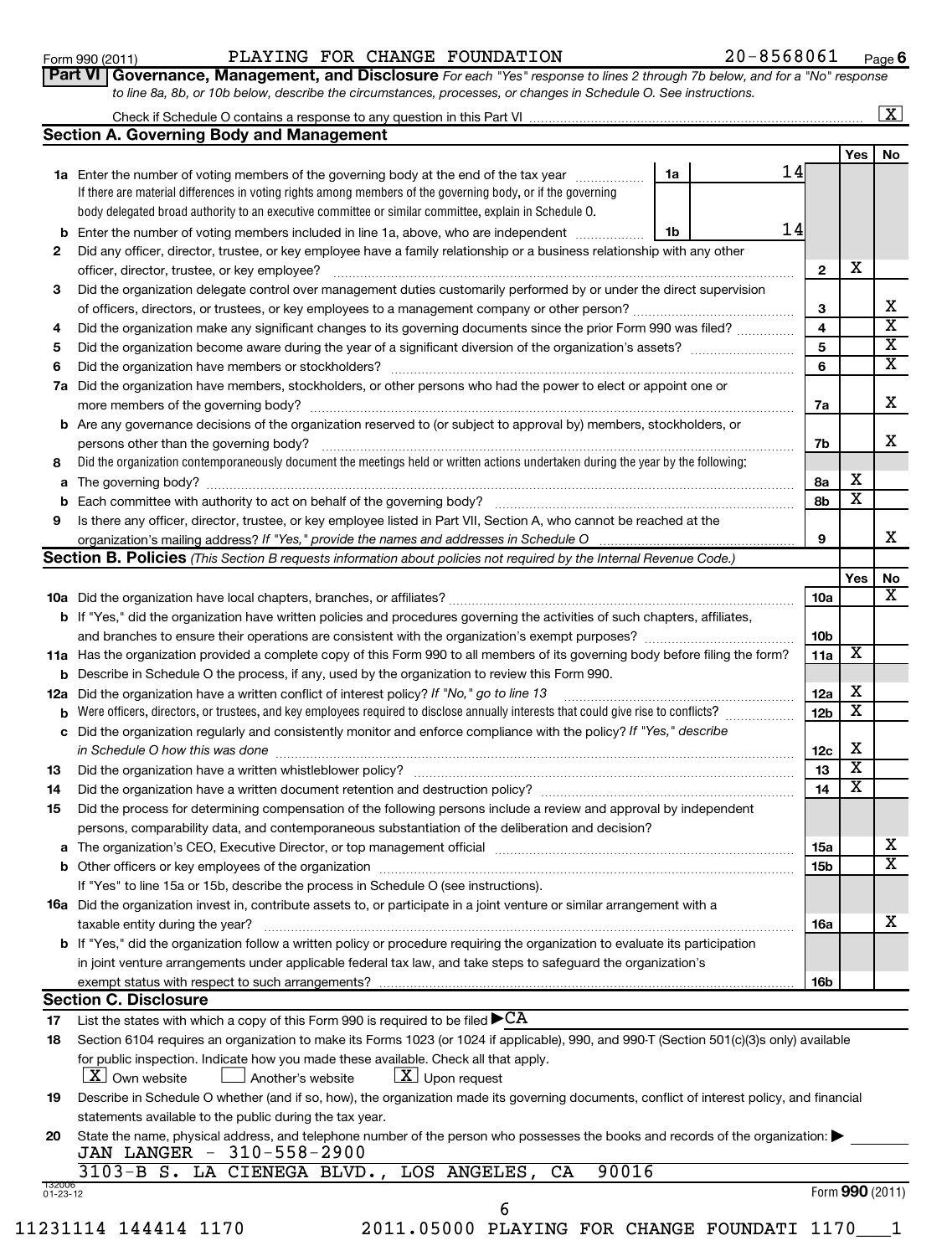Form 990 (2011) PLAYING FOR CHANGE FOUNDATION 20-8568061

## Part VI Governance, Management, and Disclosure

*For each "Yes" response to lines 2 through 7b below, and for a "No" response to line 8a, 8b, or 10b below, describe the circumstances, processes, or changes in Schedule O. See instructions.*

Check if Schedule O contains a response to any question in this Part VI [X]

### Section A. Governing Body and Management

| | | | Yes | No |
|---|---|---|---|---|
| **1a** | Enter the number of voting members of the governing body at the end of the tax year (1a: 14). If there are material differences in voting rights among members of the governing body, or if the governing body delegated broad authority to an executive committee or similar committee, explain in Schedule O. | | | |
| **b** | Enter the number of voting members included in line 1a, above, who are independent (1b: 14) | | | |
| **2** | Did any officer, director, trustee, or key employee have a family relationship or a business relationship with any other officer, director, trustee, or key employee? | 2 | X | |
| **3** | Did the organization delegate control over management duties customarily performed by or under the direct supervision of officers, directors, or trustees, or key employees to a management company or other person? | 3 | | X |
| **4** | Did the organization make any significant changes to its governing documents since the prior Form 990 was filed? | 4 | | X |
| **5** | Did the organization become aware during the year of a significant diversion of the organization's assets? | 5 | | X |
| **6** | Did the organization have members or stockholders? | 6 | | X |
| **7a** | Did the organization have members, stockholders, or other persons who had the power to elect or appoint one or more members of the governing body? | 7a | | X |
| **b** | Are any governance decisions of the organization reserved to (or subject to approval by) members, stockholders, or persons other than the governing body? | 7b | | X |
| **8** | Did the organization contemporaneously document the meetings held or written actions undertaken during the year by the following: | | | |
| **a** | The governing body? | 8a | X | |
| **b** | Each committee with authority to act on behalf of the governing body? | 8b | X | |
| **9** | Is there any officer, director, trustee, or key employee listed in Part VII, Section A, who cannot be reached at the organization's mailing address? *If "Yes," provide the names and addresses in Schedule O* | 9 | | X |

### Section B. Policies *(This Section B requests information about policies not required by the Internal Revenue Code.)*

| | | | Yes | No |
|---|---|---|---|---|
| **10a** | Did the organization have local chapters, branches, or affiliates? | 10a | | X |
| **b** | If "Yes," did the organization have written policies and procedures governing the activities of such chapters, affiliates, and branches to ensure their operations are consistent with the organization's exempt purposes? | 10b | | |
| **11a** | Has the organization provided a complete copy of this Form 990 to all members of its governing body before filing the form? | 11a | X | |
| **b** | Describe in Schedule O the process, if any, used by the organization to review this Form 990. | | | |
| **12a** | Did the organization have a written conflict of interest policy? *If "No," go to line 13* | 12a | X | |
| **b** | Were officers, directors, or trustees, and key employees required to disclose annually interests that could give rise to conflicts? | 12b | X | |
| **c** | Did the organization regularly and consistently monitor and enforce compliance with the policy? *If "Yes," describe in Schedule O how this was done* | 12c | X | |
| **13** | Did the organization have a written whistleblower policy? | 13 | X | |
| **14** | Did the organization have a written document retention and destruction policy? | 14 | X | |
| **15** | Did the process for determining compensation of the following persons include a review and approval by independent persons, comparability data, and contemporaneous substantiation of the deliberation and decision? | | | |
| **a** | The organization's CEO, Executive Director, or top management official | 15a | | X |
| **b** | Other officers or key employees of the organization | 15b | | X |
| | If "Yes" to line 15a or 15b, describe the process in Schedule O (see instructions). | | | |
| **16a** | Did the organization invest in, contribute assets to, or participate in a joint venture or similar arrangement with a taxable entity during the year? | 16a | | X |
| **b** | If "Yes," did the organization follow a written policy or procedure requiring the organization to evaluate its participation in joint venture arrangements under applicable federal tax law, and take steps to safeguard the organization's exempt status with respect to such arrangements? | 16b | | |

### Section C. Disclosure

**17** List the states with which a copy of this Form 990 is required to be filed ▶ CA

**18** Section 6104 requires an organization to make its Forms 1023 (or 1024 if applicable), 990, and 990-T (Section 501(c)(3)s only) available for public inspection. Indicate how you made these available. Check all that apply.

[X] Own website [ ] Another's website [X] Upon request

**19** Describe in Schedule O whether (and if so, how), the organization made its governing documents, conflict of interest policy, and financial statements available to the public during the tax year.

**20** State the name, physical address, and telephone number of the person who possesses the books and records of the organization: ▶

JAN LANGER - 310-558-2900
3103-B S. LA CIENEGA BLVD., LOS ANGELES, CA 90016

Form 990 (2011)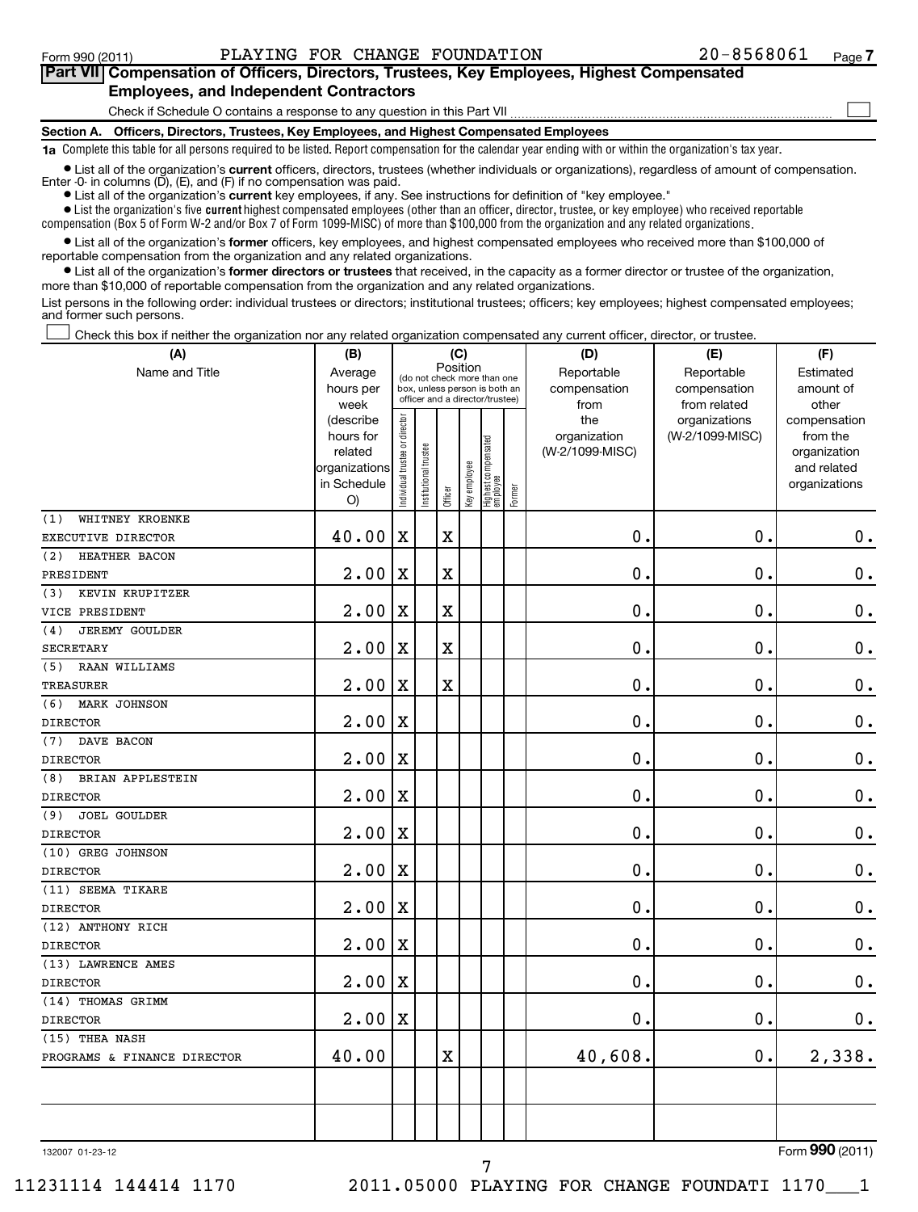Form 990 (2011) PLAYING FOR CHANGE FOUNDATION 20-8568061 Page 7

## Part VII Compensation of Officers, Directors, Trustees, Key Employees, Highest Compensated Employees, and Independent Contractors

Check if Schedule O contains a response to any question in this Part VII ☐

### Section A. Officers, Directors, Trustees, Key Employees, and Highest Compensated Employees

**1a** Complete this table for all persons required to be listed. Report compensation for the calendar year ending with or within the organization's tax year.

- List all of the organization's **current** officers, directors, trustees (whether individuals or organizations), regardless of amount of compensation. Enter -0- in columns (D), (E), and (F) if no compensation was paid.
- List all of the organization's **current** key employees, if any. See instructions for definition of "key employee."
- List the organization's five **current** highest compensated employees (other than an officer, director, trustee, or key employee) who received reportable compensation (Box 5 of Form W-2 and/or Box 7 of Form 1099-MISC) of more than $100,000 from the organization and any related organizations.
- List all of the organization's **former** officers, key employees, and highest compensated employees who received more than $100,000 of reportable compensation from the organization and any related organizations.
- List all of the organization's **former directors or trustees** that received, in the capacity as a former director or trustee of the organization, more than $10,000 of reportable compensation from the organization and any related organizations.

List persons in the following order: individual trustees or directors; institutional trustees; officers; key employees; highest compensated employees; and former such persons.

☐ Check this box if neither the organization nor any related organization compensated any current officer, director, or trustee.

| (A) Name and Title | (B) Average hours per week (describe hours for related organizations in Schedule O) | (C) Position: Individual trustee or director | Institutional trustee | Officer | Key employee | Highest compensated employee | Former | (D) Reportable compensation from the organization (W-2/1099-MISC) | (E) Reportable compensation from related organizations (W-2/1099-MISC) | (F) Estimated amount of other compensation from the organization and related organizations |
|---|---|---|---|---|---|---|---|---|---|---|
| (1) WHITNEY KROENKE<br>EXECUTIVE DIRECTOR | 40.00 | X | | X | | | | 0. | 0. | 0. |
| (2) HEATHER BACON<br>PRESIDENT | 2.00 | X | | X | | | | 0. | 0. | 0. |
| (3) KEVIN KRUPITZER<br>VICE PRESIDENT | 2.00 | X | | X | | | | 0. | 0. | 0. |
| (4) JEREMY GOULDER<br>SECRETARY | 2.00 | X | | X | | | | 0. | 0. | 0. |
| (5) RAAN WILLIAMS<br>TREASURER | 2.00 | X | | X | | | | 0. | 0. | 0. |
| (6) MARK JOHNSON<br>DIRECTOR | 2.00 | X | | | | | | 0. | 0. | 0. |
| (7) DAVE BACON<br>DIRECTOR | 2.00 | X | | | | | | 0. | 0. | 0. |
| (8) BRIAN APPLESTEIN<br>DIRECTOR | 2.00 | X | | | | | | 0. | 0. | 0. |
| (9) JOEL GOULDER<br>DIRECTOR | 2.00 | X | | | | | | 0. | 0. | 0. |
| (10) GREG JOHNSON<br>DIRECTOR | 2.00 | X | | | | | | 0. | 0. | 0. |
| (11) SEEMA TIKARE<br>DIRECTOR | 2.00 | X | | | | | | 0. | 0. | 0. |
| (12) ANTHONY RICH<br>DIRECTOR | 2.00 | X | | | | | | 0. | 0. | 0. |
| (13) LAWRENCE AMES<br>DIRECTOR | 2.00 | X | | | | | | 0. | 0. | 0. |
| (14) THOMAS GRIMM<br>DIRECTOR | 2.00 | X | | | | | | 0. | 0. | 0. |
| (15) THEA NASH<br>PROGRAMS & FINANCE DIRECTOR | 40.00 | | | X | | | | 40,608. | 0. | 2,338. |
| | | | | | | | | | | |
| | | | | | | | | | | |

132007 01-23-12 Form 990 (2011)

11231114 144414 1170 2011.05000 PLAYING FOR CHANGE FOUNDATI 1170___1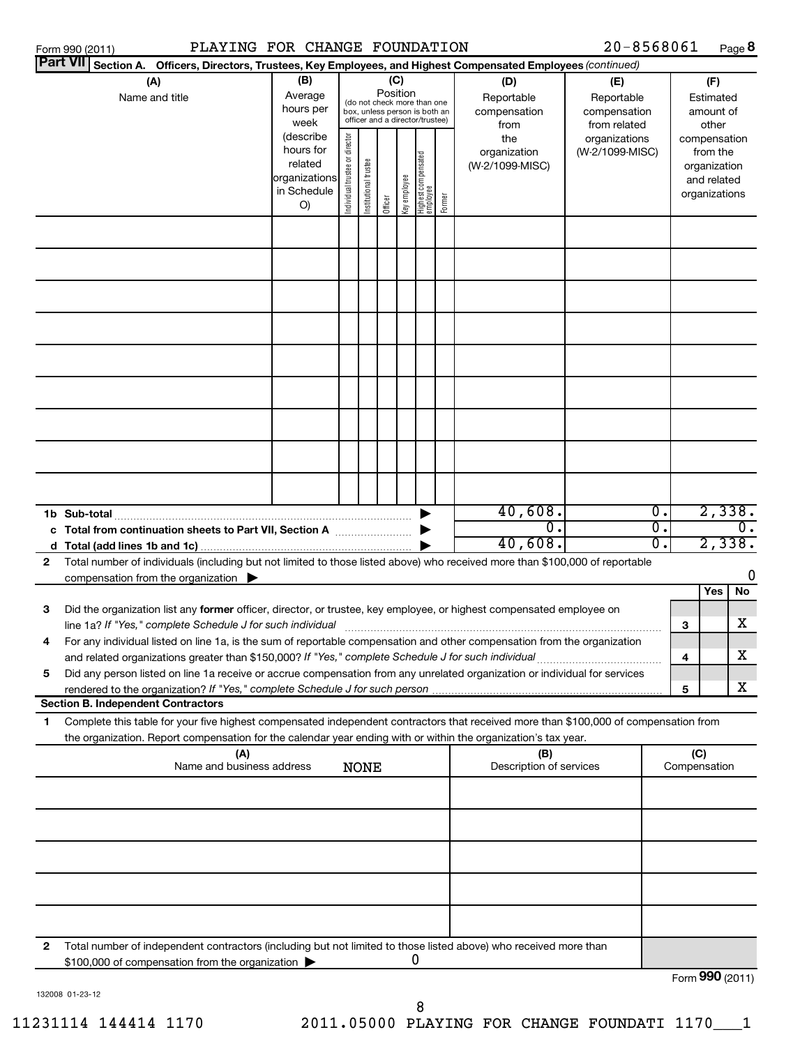Form 990 (2011) PLAYING FOR CHANGE FOUNDATION 20-8568061 Page 8

**Part VII** Section A. Officers, Directors, Trustees, Key Employees, and Highest Compensated Employees *(continued)*

| (A) Name and title | (B) Average hours per week (describe hours for related organizations in Schedule O) | (C) Position (do not check more than one box, unless person is both an officer and a director/trustee) | | | | | | (D) Reportable compensation from the organization (W-2/1099-MISC) | (E) Reportable compensation from related organizations (W-2/1099-MISC) | (F) Estimated amount of other compensation from the organization and related organizations |
|---|---|---|---|---|---|---|---|---|---|---|
| | | Individual trustee or director | Institutional trustee | Officer | Key employee | Highest compensated employee | Former | | | |
| | | | | | | | | | | |
| | | | | | | | | | | |
| | | | | | | | | | | |
| | | | | | | | | | | |
| | | | | | | | | | | |
| | | | | | | | | | | |
| | | | | | | | | | | |
| | | | | | | | | | | |
| | | | | | | | | | | |
| **1b Sub-total** | | | | | | | | 40,608. | 0. | 2,338. |
| **c Total from continuation sheets to Part VII, Section A** | | | | | | | | 0. | 0. | 0. |
| **d Total (add lines 1b and 1c)** | | | | | | | | 40,608. | 0. | 2,338. |

**2** Total number of individuals (including but not limited to those listed above) who received more than $100,000 of reportable compensation from the organization ▶ 0

| | | | Yes | No |
|---|---|---|---|---|
| **3** | Did the organization list any **former** officer, director, or trustee, key employee, or highest compensated employee on line 1a? *If "Yes," complete Schedule J for such individual* | 3 | | X |
| **4** | For any individual listed on line 1a, is the sum of reportable compensation and other compensation from the organization and related organizations greater than $150,000? *If "Yes," complete Schedule J for such individual* | 4 | | X |
| **5** | Did any person listed on line 1a receive or accrue compensation from any unrelated organization or individual for services rendered to the organization? *If "Yes," complete Schedule J for such person* | 5 | | X |

**Section B. Independent Contractors**

**1** Complete this table for your five highest compensated independent contractors that received more than $100,000 of compensation from the organization. Report compensation for the calendar year ending with or within the organization's tax year.

| (A) Name and business address | (B) Description of services | (C) Compensation |
|---|---|---|
| NONE | | |
| | | |
| | | |
| | | |
| | | |
| | | |

**2** Total number of independent contractors (including but not limited to those listed above) who received more than $100,000 of compensation from the organization ▶ 0

Form **990** (2011)

132008 01-23-12

11231114 144414 1170 2011.05000 PLAYING FOR CHANGE FOUNDATI 1170___1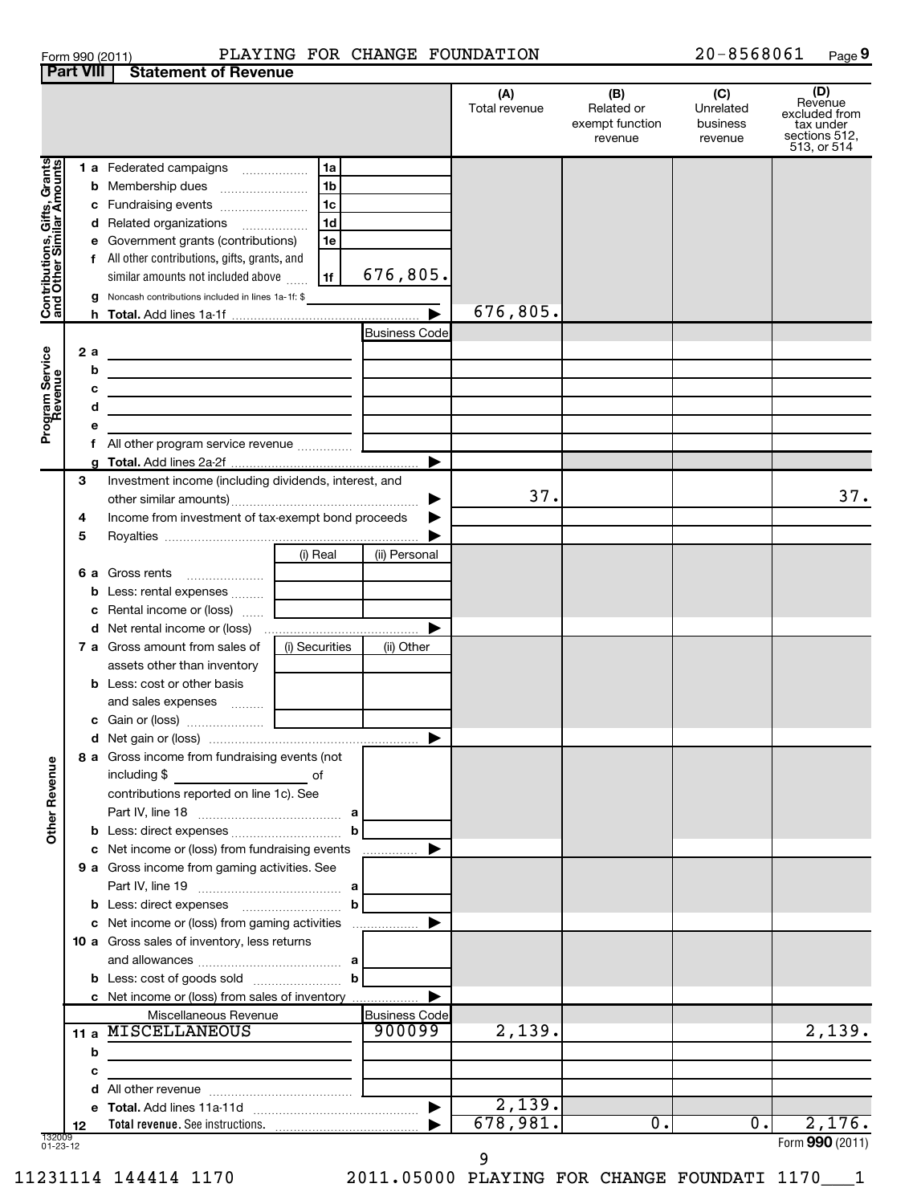Form 990 (2011) PLAYING FOR CHANGE FOUNDATION 20-8568061

## Part VIII Statement of Revenue

| | | | | (A) Total revenue | (B) Related or exempt function revenue | (C) Unrelated business revenue | (D) Revenue excluded from tax under sections 512, 513, or 514 |
|---|---|---|---|---|---|---|---|
| **Contributions, Gifts, Grants and Other Similar Amounts** | 1 a Federated campaigns | 1a | | | | | |
| | b Membership dues | 1b | | | | | |
| | c Fundraising events | 1c | | | | | |
| | d Related organizations | 1d | | | | | |
| | e Government grants (contributions) | 1e | | | | | |
| | f All other contributions, gifts, grants, and similar amounts not included above | 1f | 676,805. | | | | |
| | g Noncash contributions included in lines 1a-1f: $ | | | | | | |
| | h **Total.** Add lines 1a-1f | | | 676,805. | | | |
| **Program Service Revenue** | | | Business Code | | | | |
| | 2 a | | | | | | |
| | b | | | | | | |
| | c | | | | | | |
| | d | | | | | | |
| | e | | | | | | |
| | f All other program service revenue | | | | | | |
| | g **Total.** Add lines 2a-2f | | | | | | |
| **Other Revenue** | 3 Investment income (including dividends, interest, and other similar amounts) | | | 37. | | | 37. |
| | 4 Income from investment of tax-exempt bond proceeds | | | | | | |
| | 5 Royalties | | | | | | |
| | | (i) Real | (ii) Personal | | | | |
| | 6 a Gross rents | | | | | | |
| | b Less: rental expenses | | | | | | |
| | c Rental income or (loss) | | | | | | |
| | d Net rental income or (loss) | | | | | | |
| | | (i) Securities | (ii) Other | | | | |
| | 7 a Gross amount from sales of assets other than inventory | | | | | | |
| | b Less: cost or other basis and sales expenses | | | | | | |
| | c Gain or (loss) | | | | | | |
| | d Net gain or (loss) | | | | | | |
| | 8 a Gross income from fundraising events (not including $ of contributions reported on line 1c). See Part IV, line 18 | a | | | | | |
| | b Less: direct expenses | b | | | | | |
| | c Net income or (loss) from fundraising events | | | | | | |
| | 9 a Gross income from gaming activities. See Part IV, line 19 | a | | | | | |
| | b Less: direct expenses | b | | | | | |
| | c Net income or (loss) from gaming activities | | | | | | |
| | 10 a Gross sales of inventory, less returns and allowances | a | | | | | |
| | b Less: cost of goods sold | b | | | | | |
| | c Net income or (loss) from sales of inventory | | | | | | |
| | Miscellaneous Revenue | | Business Code | | | | |
| | 11 a MISCELLANEOUS | | 900099 | 2,139. | | | 2,139. |
| | b | | | | | | |
| | c | | | | | | |
| | d All other revenue | | | | | | |
| | e **Total.** Add lines 11a-11d | | | 2,139. | | | |
| | 12 **Total revenue.** See instructions. | | | 678,981. | 0. | 0. | 2,176. |

132009 01-23-12

Form **990** (2011)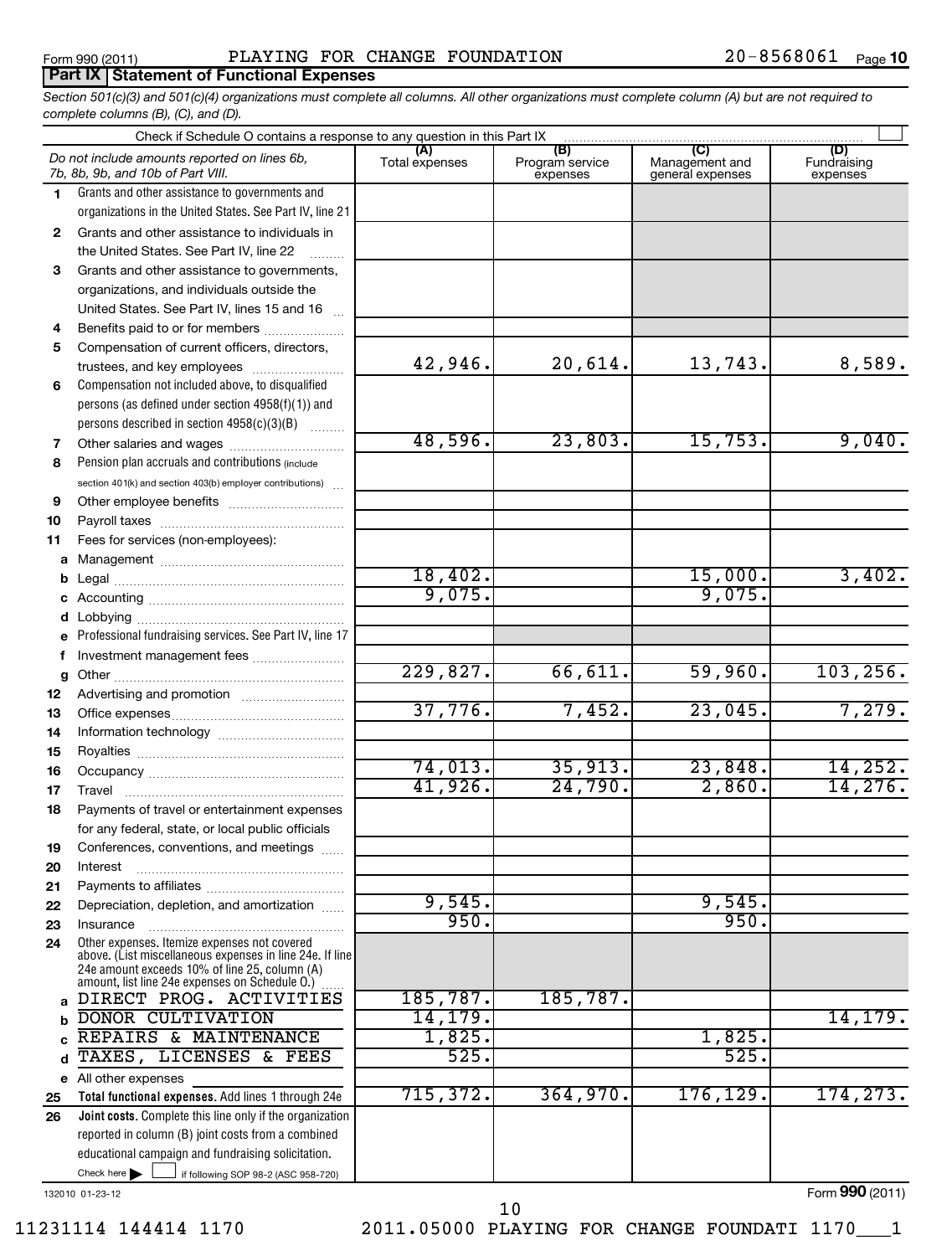Form 990 (2011) PLAYING FOR CHANGE FOUNDATION 20-8568061 Page 10

## Part IX Statement of Functional Expenses

*Section 501(c)(3) and 501(c)(4) organizations must complete all columns. All other organizations must complete column (A) but are not required to complete columns (B), (C), and (D).*

Check if Schedule O contains a response to any question in this Part IX

| | *Do not include amounts reported on lines 6b, 7b, 8b, 9b, and 10b of Part VIII.* | (A) Total expenses | (B) Program service expenses | (C) Management and general expenses | (D) Fundraising expenses |
|---|---|---|---|---|---|
| 1 | Grants and other assistance to governments and organizations in the United States. See Part IV, line 21 | | | | |
| 2 | Grants and other assistance to individuals in the United States. See Part IV, line 22 | | | | |
| 3 | Grants and other assistance to governments, organizations, and individuals outside the United States. See Part IV, lines 15 and 16 | | | | |
| 4 | Benefits paid to or for members | | | | |
| 5 | Compensation of current officers, directors, trustees, and key employees | 42,946. | 20,614. | 13,743. | 8,589. |
| 6 | Compensation not included above, to disqualified persons (as defined under section 4958(f)(1)) and persons described in section 4958(c)(3)(B) | | | | |
| 7 | Other salaries and wages | 48,596. | 23,803. | 15,753. | 9,040. |
| 8 | Pension plan accruals and contributions (include section 401(k) and section 403(b) employer contributions) | | | | |
| 9 | Other employee benefits | | | | |
| 10 | Payroll taxes | | | | |
| 11 | Fees for services (non-employees): | | | | |
| a | Management | | | | |
| b | Legal | 18,402. | | 15,000. | 3,402. |
| c | Accounting | 9,075. | | 9,075. | |
| d | Lobbying | | | | |
| e | Professional fundraising services. See Part IV, line 17 | | | | |
| f | Investment management fees | | | | |
| g | Other | 229,827. | 66,611. | 59,960. | 103,256. |
| 12 | Advertising and promotion | | | | |
| 13 | Office expenses | 37,776. | 7,452. | 23,045. | 7,279. |
| 14 | Information technology | | | | |
| 15 | Royalties | | | | |
| 16 | Occupancy | 74,013. | 35,913. | 23,848. | 14,252. |
| 17 | Travel | 41,926. | 24,790. | 2,860. | 14,276. |
| 18 | Payments of travel or entertainment expenses for any federal, state, or local public officials | | | | |
| 19 | Conferences, conventions, and meetings | | | | |
| 20 | Interest | | | | |
| 21 | Payments to affiliates | | | | |
| 22 | Depreciation, depletion, and amortization | 9,545. | | 9,545. | |
| 23 | Insurance | 950. | | 950. | |
| 24 | Other expenses. Itemize expenses not covered above. (List miscellaneous expenses in line 24e. If line 24e amount exceeds 10% of line 25, column (A) amount, list line 24e expenses on Schedule O.) | | | | |
| a | DIRECT PROG. ACTIVITIES | 185,787. | 185,787. | | |
| b | DONOR CULTIVATION | 14,179. | | | 14,179. |
| c | REPAIRS & MAINTENANCE | 1,825. | | 1,825. | |
| d | TAXES, LICENSES & FEES | 525. | | 525. | |
| e | All other expenses | | | | |
| 25 | **Total functional expenses.** Add lines 1 through 24e | 715,372. | 364,970. | 176,129. | 174,273. |
| 26 | **Joint costs.** Complete this line only if the organization reported in column (B) joint costs from a combined educational campaign and fundraising solicitation. Check here ☐ if following SOP 98-2 (ASC 958-720) | | | | |

132010 01-23-12 Form **990** (2011)

11231114 144414 1170 2011.05000 PLAYING FOR CHANGE FOUNDATI 1170___1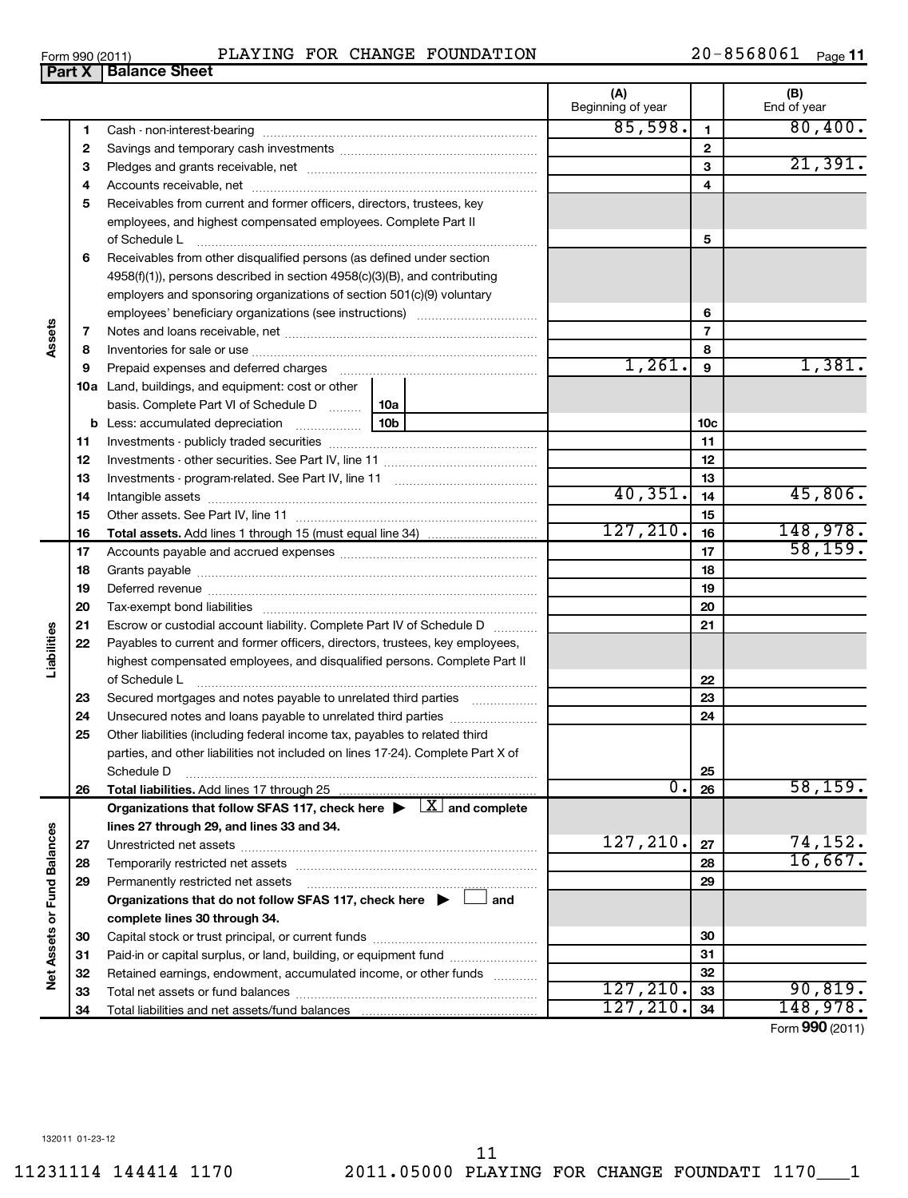Form 990 (2011) PLAYING FOR CHANGE FOUNDATION 20-8568061

## Part X Balance Sheet

| | | | | (A) Beginning of year | | (B) End of year |
|---|---|---|---|---|---|---|
| **Assets** | 1 | Cash - non-interest-bearing | | 85,598. | 1 | 80,400. |
| | 2 | Savings and temporary cash investments | | | 2 | |
| | 3 | Pledges and grants receivable, net | | | 3 | 21,391. |
| | 4 | Accounts receivable, net | | | 4 | |
| | 5 | Receivables from current and former officers, directors, trustees, key employees, and highest compensated employees. Complete Part II of Schedule L | | | 5 | |
| | 6 | Receivables from other disqualified persons (as defined under section 4958(f)(1)), persons described in section 4958(c)(3)(B), and contributing employers and sponsoring organizations of section 501(c)(9) voluntary employees' beneficiary organizations (see instructions) | | | 6 | |
| | 7 | Notes and loans receivable, net | | | 7 | |
| | 8 | Inventories for sale or use | | | 8 | |
| | 9 | Prepaid expenses and deferred charges | | 1,261. | 9 | 1,381. |
| | 10a | Land, buildings, and equipment: cost or other basis. Complete Part VI of Schedule D | 10a | | | |
| | b | Less: accumulated depreciation | 10b | | 10c | |
| | 11 | Investments - publicly traded securities | | | 11 | |
| | 12 | Investments - other securities. See Part IV, line 11 | | | 12 | |
| | 13 | Investments - program-related. See Part IV, line 11 | | | 13 | |
| | 14 | Intangible assets | | 40,351. | 14 | 45,806. |
| | 15 | Other assets. See Part IV, line 11 | | | 15 | |
| | 16 | **Total assets.** Add lines 1 through 15 (must equal line 34) | | 127,210. | 16 | 148,978. |
| **Liabilities** | 17 | Accounts payable and accrued expenses | | | 17 | 58,159. |
| | 18 | Grants payable | | | 18 | |
| | 19 | Deferred revenue | | | 19 | |
| | 20 | Tax-exempt bond liabilities | | | 20 | |
| | 21 | Escrow or custodial account liability. Complete Part IV of Schedule D | | | 21 | |
| | 22 | Payables to current and former officers, directors, trustees, key employees, highest compensated employees, and disqualified persons. Complete Part II of Schedule L | | | 22 | |
| | 23 | Secured mortgages and notes payable to unrelated third parties | | | 23 | |
| | 24 | Unsecured notes and loans payable to unrelated third parties | | | 24 | |
| | 25 | Other liabilities (including federal income tax, payables to related third parties, and other liabilities not included on lines 17-24). Complete Part X of Schedule D | | | 25 | |
| | 26 | **Total liabilities.** Add lines 17 through 25 | | 0. | 26 | 58,159. |
| **Net Assets or Fund Balances** | | **Organizations that follow SFAS 117, check here ▶ [X] and complete lines 27 through 29, and lines 33 and 34.** | | | | |
| | 27 | Unrestricted net assets | | 127,210. | 27 | 74,152. |
| | 28 | Temporarily restricted net assets | | | 28 | 16,667. |
| | 29 | Permanently restricted net assets | | | 29 | |
| | | **Organizations that do not follow SFAS 117, check here ▶ [ ] and complete lines 30 through 34.** | | | | |
| | 30 | Capital stock or trust principal, or current funds | | | 30 | |
| | 31 | Paid-in or capital surplus, or land, building, or equipment fund | | | 31 | |
| | 32 | Retained earnings, endowment, accumulated income, or other funds | | | 32 | |
| | 33 | Total net assets or fund balances | | 127,210. | 33 | 90,819. |
| | 34 | Total liabilities and net assets/fund balances | | 127,210. | 34 | 148,978. |

Form **990** (2011)

132011 01-23-12

11231114 144414 1170 2011.05000 PLAYING FOR CHANGE FOUNDATI 1170___1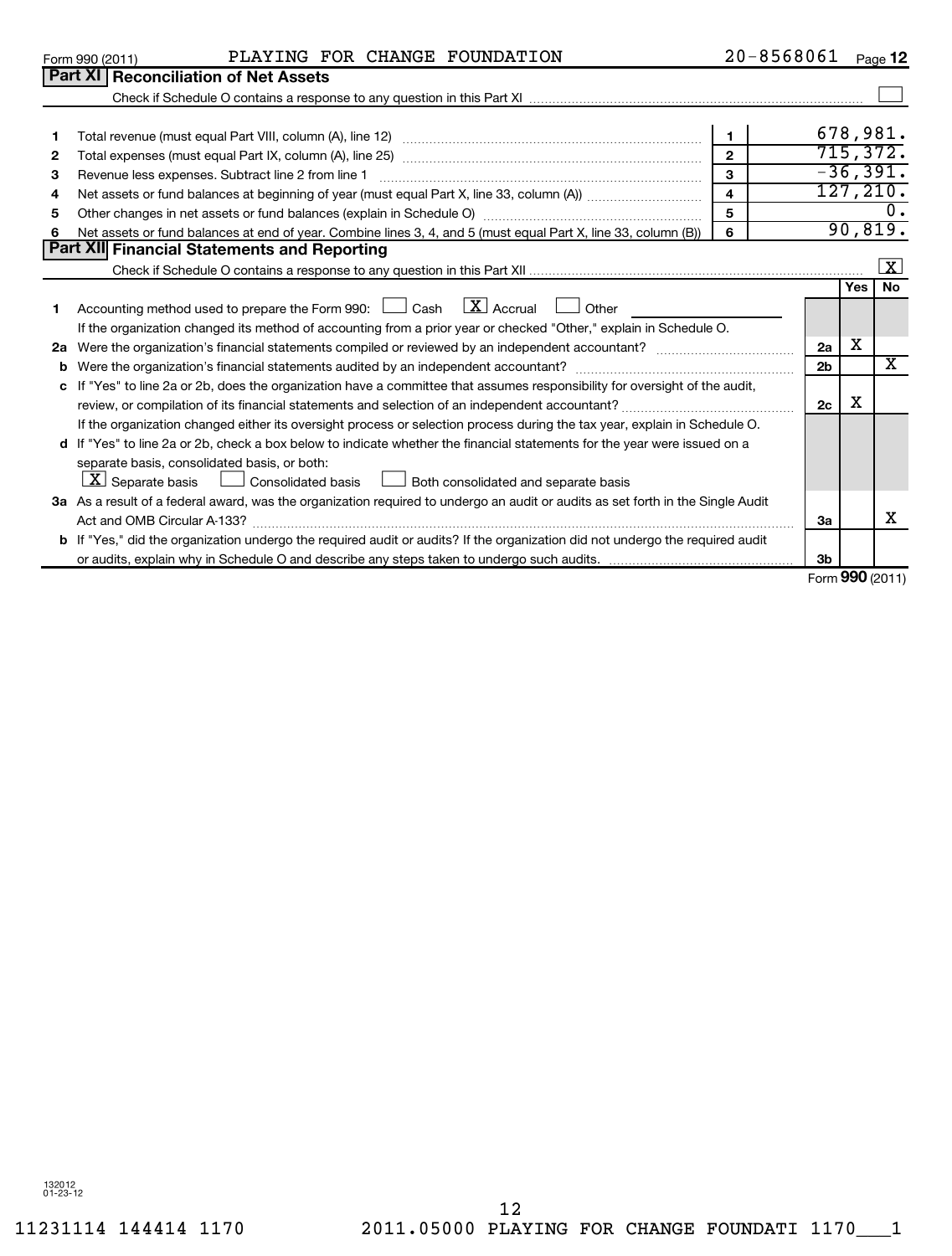Form 990 (2011) PLAYING FOR CHANGE FOUNDATION 20-8568061 Page 12

## Part XI Reconciliation of Net Assets

Check if Schedule O contains a response to any question in this Part XI ☐

| | | | |
|---|---|---|---|
| 1 | Total revenue (must equal Part VIII, column (A), line 12) | 1 | 678,981. |
| 2 | Total expenses (must equal Part IX, column (A), line 25) | 2 | 715,372. |
| 3 | Revenue less expenses. Subtract line 2 from line 1 | 3 | -36,391. |
| 4 | Net assets or fund balances at beginning of year (must equal Part X, line 33, column (A)) | 4 | 127,210. |
| 5 | Other changes in net assets or fund balances (explain in Schedule O) | 5 | 0. |
| 6 | Net assets or fund balances at end of year. Combine lines 3, 4, and 5 (must equal Part X, line 33, column (B)) | 6 | 90,819. |

## Part XII Financial Statements and Reporting

Check if Schedule O contains a response to any question in this Part XII ☒

| | | | Yes | No |
|---|---|---|---|---|
| 1 | Accounting method used to prepare the Form 990: ☐ Cash ☒ Accrual ☐ Other<br>If the organization changed its method of accounting from a prior year or checked "Other," explain in Schedule O. | | | |
| 2a | Were the organization's financial statements compiled or reviewed by an independent accountant? | 2a | X | |
| b | Were the organization's financial statements audited by an independent accountant? | 2b | | X |
| c | If "Yes" to line 2a or 2b, does the organization have a committee that assumes responsibility for oversight of the audit, review, or compilation of its financial statements and selection of an independent accountant?<br>If the organization changed either its oversight process or selection process during the tax year, explain in Schedule O. | 2c | X | |
| d | If "Yes" to line 2a or 2b, check a box below to indicate whether the financial statements for the year were issued on a separate basis, consolidated basis, or both:<br>☒ Separate basis ☐ Consolidated basis ☐ Both consolidated and separate basis | | | |
| 3a | As a result of a federal award, was the organization required to undergo an audit or audits as set forth in the Single Audit Act and OMB Circular A-133? | 3a | | X |
| b | If "Yes," did the organization undergo the required audit or audits? If the organization did not undergo the required audit or audits, explain why in Schedule O and describe any steps taken to undergo such audits. | 3b | | |

Form 990 (2011)

132012 01-23-12

11231114 144414 1170 2011.05000 PLAYING FOR CHANGE FOUNDATI 1170___1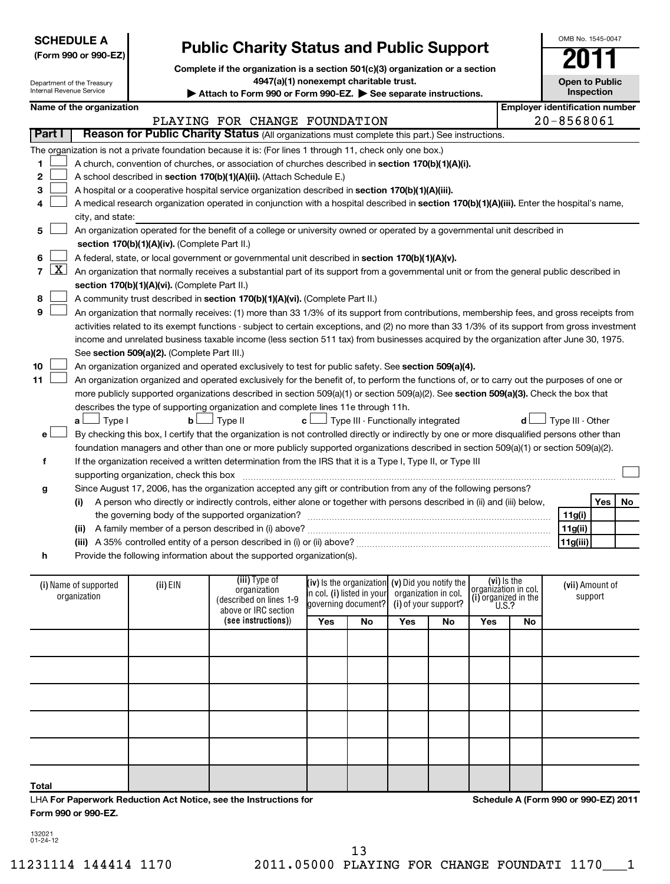**SCHEDULE A**
**(Form 990 or 990-EZ)**

Department of the Treasury
Internal Revenue Service

# Public Charity Status and Public Support

**Complete if the organization is a section 501(c)(3) organization or a section 4947(a)(1) nonexempt charitable trust.**

**▶ Attach to Form 990 or Form 990-EZ. ▶ See separate instructions.**

OMB No. 1545-0047

**2011**

**Open to Public Inspection**

**Name of the organization:** PLAYING FOR CHANGE FOUNDATION

**Employer identification number:** 20-8568061

## Part I Reason for Public Charity Status (All organizations must complete this part.) See instructions.

The organization is not a private foundation because it is: (For lines 1 through 11, check only one box.)

1 ☐ A church, convention of churches, or association of churches described in **section 170(b)(1)(A)(i).**

2 ☐ A school described in **section 170(b)(1)(A)(ii).** (Attach Schedule E.)

3 ☐ A hospital or a cooperative hospital service organization described in **section 170(b)(1)(A)(iii).**

4 ☐ A medical research organization operated in conjunction with a hospital described in **section 170(b)(1)(A)(iii).** Enter the hospital's name, city, and state:

5 ☐ An organization operated for the benefit of a college or university owned or operated by a governmental unit described in **section 170(b)(1)(A)(iv).** (Complete Part II.)

6 ☐ A federal, state, or local government or governmental unit described in **section 170(b)(1)(A)(v).**

7 ☒ An organization that normally receives a substantial part of its support from a governmental unit or from the general public described in **section 170(b)(1)(A)(vi).** (Complete Part II.)

8 ☐ A community trust described in **section 170(b)(1)(A)(vi).** (Complete Part II.)

9 ☐ An organization that normally receives: (1) more than 33 1/3% of its support from contributions, membership fees, and gross receipts from activities related to its exempt functions - subject to certain exceptions, and (2) no more than 33 1/3% of its support from gross investment income and unrelated business taxable income (less section 511 tax) from businesses acquired by the organization after June 30, 1975. See **section 509(a)(2).** (Complete Part III.)

10 ☐ An organization organized and operated exclusively to test for public safety. See **section 509(a)(4).**

11 ☐ An organization organized and operated exclusively for the benefit of, to perform the functions of, or to carry out the purposes of one or more publicly supported organizations described in section 509(a)(1) or section 509(a)(2). See **section 509(a)(3).** Check the box that describes the type of supporting organization and complete lines 11e through 11h.

a ☐ Type I  b ☐ Type II  c ☐ Type III - Functionally integrated  d ☐ Type III - Other

e ☐ By checking this box, I certify that the organization is not controlled directly or indirectly by one or more disqualified persons other than foundation managers and other than one or more publicly supported organizations described in section 509(a)(1) or section 509(a)(2).

f If the organization received a written determination from the IRS that it is a Type I, Type II, or Type III supporting organization, check this box ☐

g Since August 17, 2006, has the organization accepted any gift or contribution from any of the following persons?

| | | Yes | No |
|---|---|---|---|
| (i) A person who directly or indirectly controls, either alone or together with persons described in (ii) and (iii) below, the governing body of the supported organization? | 11g(i) | | |
| (ii) A family member of a person described in (i) above? | 11g(ii) | | |
| (iii) A 35% controlled entity of a person described in (i) or (ii) above? | 11g(iii) | | |

h Provide the following information about the supported organization(s).

| (i) Name of supported organization | (ii) EIN | (iii) Type of organization (described on lines 1-9 above or IRC section (see instructions)) | (iv) Is the organization in col. (i) listed in your governing document? | | (v) Did you notify the organization in col. (i) of your support? | | (vi) Is the organization in col. (i) organized in the U.S.? | | (vii) Amount of support |
|---|---|---|---|---|---|---|---|---|---|
| | | | Yes | No | Yes | No | Yes | No | |
| | | | | | | | | | |
| | | | | | | | | | |
| | | | | | | | | | |
| | | | | | | | | | |
| | | | | | | | | | |
| Total | | | | | | | | | |

LHA **For Paperwork Reduction Act Notice, see the Instructions for Form 990 or 990-EZ.**

**Schedule A (Form 990 or 990-EZ) 2011**

132021
01-24-12

11231114 144414 1170  2011.05000 PLAYING FOR CHANGE FOUNDATI 1170___1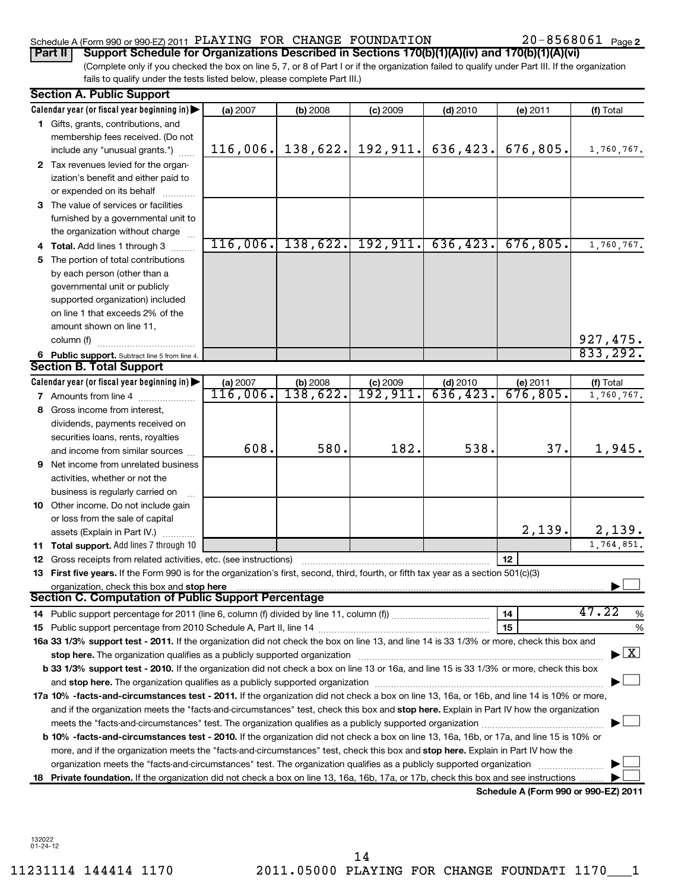Schedule A (Form 990 or 990-EZ) 2011 PLAYING FOR CHANGE FOUNDATION 20-8568061 Page 2

**Part II** **Support Schedule for Organizations Described in Sections 170(b)(1)(A)(iv) and 170(b)(1)(A)(vi)**

(Complete only if you checked the box on line 5, 7, or 8 of Part I or if the organization failed to qualify under Part III. If the organization fails to qualify under the tests listed below, please complete Part III.)

## Section A. Public Support

| Calendar year (or fiscal year beginning in) | (a) 2007 | (b) 2008 | (c) 2009 | (d) 2010 | (e) 2011 | (f) Total |
|---|---|---|---|---|---|---|
| 1 Gifts, grants, contributions, and membership fees received. (Do not include any "unusual grants.") | 116,006. | 138,622. | 192,911. | 636,423. | 676,805. | 1,760,767. |
| 2 Tax revenues levied for the organization's benefit and either paid to or expended on its behalf | | | | | | |
| 3 The value of services or facilities furnished by a governmental unit to the organization without charge | | | | | | |
| 4 Total. Add lines 1 through 3 | 116,006. | 138,622. | 192,911. | 636,423. | 676,805. | 1,760,767. |
| 5 The portion of total contributions by each person (other than a governmental unit or publicly supported organization) included on line 1 that exceeds 2% of the amount shown on line 11, column (f) | | | | | | 927,475. |
| 6 Public support. Subtract line 5 from line 4. | | | | | | 833,292. |

## Section B. Total Support

| Calendar year (or fiscal year beginning in) | (a) 2007 | (b) 2008 | (c) 2009 | (d) 2010 | (e) 2011 | (f) Total |
|---|---|---|---|---|---|---|
| 7 Amounts from line 4 | 116,006. | 138,622. | 192,911. | 636,423. | 676,805. | 1,760,767. |
| 8 Gross income from interest, dividends, payments received on securities loans, rents, royalties and income from similar sources | 608. | 580. | 182. | 538. | 37. | 1,945. |
| 9 Net income from unrelated business activities, whether or not the business is regularly carried on | | | | | | |
| 10 Other income. Do not include gain or loss from the sale of capital assets (Explain in Part IV.) | | | | | 2,139. | 2,139. |
| 11 Total support. Add lines 7 through 10 | | | | | | 1,764,851. |

12 Gross receipts from related activities, etc. (see instructions) | 12 |

13 **First five years.** If the Form 990 is for the organization's first, second, third, fourth, or fifth tax year as a section 501(c)(3) organization, check this box and **stop here** ☐

## Section C. Computation of Public Support Percentage

14 Public support percentage for 2011 (line 6, column (f) divided by line 11, column (f)) | 14 | 47.22 %

15 Public support percentage from 2010 Schedule A, Part II, line 14 | 15 | %

**16a 33 1/3% support test - 2011.** If the organization did not check the box on line 13, and line 14 is 33 1/3% or more, check this box and **stop here.** The organization qualifies as a publicly supported organization ☒

**b 33 1/3% support test - 2010.** If the organization did not check a box on line 13 or 16a, and line 15 is 33 1/3% or more, check this box and **stop here.** The organization qualifies as a publicly supported organization ☐

**17a 10% -facts-and-circumstances test - 2011.** If the organization did not check a box on line 13, 16a, or 16b, and line 14 is 10% or more, and if the organization meets the "facts-and-circumstances" test, check this box and **stop here.** Explain in Part IV how the organization meets the "facts-and-circumstances" test. The organization qualifies as a publicly supported organization ☐

**b 10% -facts-and-circumstances test - 2010.** If the organization did not check a box on line 13, 16a, 16b, or 17a, and line 15 is 10% or more, and if the organization meets the "facts-and-circumstances" test, check this box and **stop here.** Explain in Part IV how the organization meets the "facts-and-circumstances" test. The organization qualifies as a publicly supported organization ☐

**18 Private foundation.** If the organization did not check a box on line 13, 16a, 16b, 17a, or 17b, check this box and see instructions ☐

**Schedule A (Form 990 or 990-EZ) 2011**

132022 01-24-12

11231114 144414 1170 2011.05000 PLAYING FOR CHANGE FOUNDATI 1170___1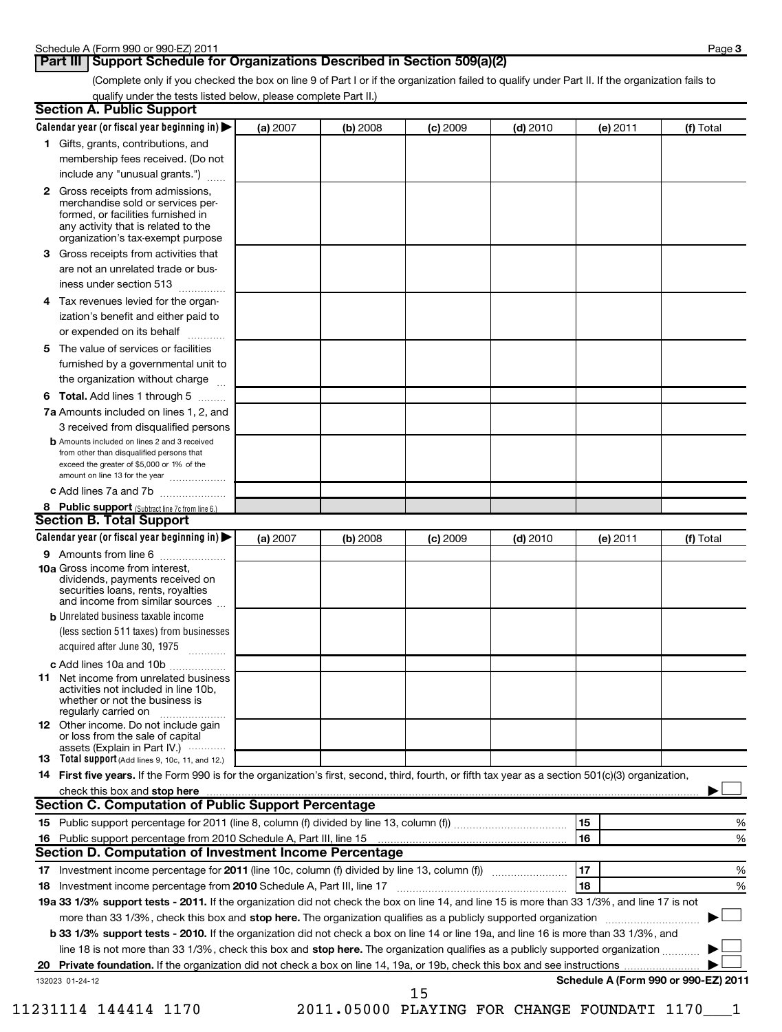## Part III Support Schedule for Organizations Described in Section 509(a)(2)

(Complete only if you checked the box on line 9 of Part I or if the organization failed to qualify under Part II. If the organization fails to qualify under the tests listed below, please complete Part II.)

### Section A. Public Support

| Calendar year (or fiscal year beginning in) ▶ | (a) 2007 | (b) 2008 | (c) 2009 | (d) 2010 | (e) 2011 | (f) Total |
|---|---|---|---|---|---|---|
| **1** Gifts, grants, contributions, and membership fees received. (Do not include any "unusual grants.") | | | | | | |
| **2** Gross receipts from admissions, merchandise sold or services performed, or facilities furnished in any activity that is related to the organization's tax-exempt purpose | | | | | | |
| **3** Gross receipts from activities that are not an unrelated trade or business under section 513 | | | | | | |
| **4** Tax revenues levied for the organization's benefit and either paid to or expended on its behalf | | | | | | |
| **5** The value of services or facilities furnished by a governmental unit to the organization without charge | | | | | | |
| **6 Total.** Add lines 1 through 5 | | | | | | |
| **7a** Amounts included on lines 1, 2, and 3 received from disqualified persons | | | | | | |
| **b** Amounts included on lines 2 and 3 received from other than disqualified persons that exceed the greater of $5,000 or 1% of the amount on line 13 for the year | | | | | | |
| **c** Add lines 7a and 7b | | | | | | |
| **8 Public support** (Subtract line 7c from line 6.) | | | | | | |

### Section B. Total Support

| Calendar year (or fiscal year beginning in) ▶ | (a) 2007 | (b) 2008 | (c) 2009 | (d) 2010 | (e) 2011 | (f) Total |
|---|---|---|---|---|---|---|
| **9** Amounts from line 6 | | | | | | |
| **10a** Gross income from interest, dividends, payments received on securities loans, rents, royalties and income from similar sources | | | | | | |
| **b** Unrelated business taxable income (less section 511 taxes) from businesses acquired after June 30, 1975 | | | | | | |
| **c** Add lines 10a and 10b | | | | | | |
| **11** Net income from unrelated business activities not included in line 10b, whether or not the business is regularly carried on | | | | | | |
| **12** Other income. Do not include gain or loss from the sale of capital assets (Explain in Part IV.) | | | | | | |
| **13 Total support** (Add lines 9, 10c, 11, and 12.) | | | | | | |

**14 First five years.** If the Form 990 is for the organization's first, second, third, fourth, or fifth tax year as a section 501(c)(3) organization, check this box and **stop here** ▶ ☐

### Section C. Computation of Public Support Percentage

| | | |
|---|---|---|
| **15** Public support percentage for 2011 (line 8, column (f) divided by line 13, column (f)) | 15 | % |
| **16** Public support percentage from 2010 Schedule A, Part III, line 15 | 16 | % |

### Section D. Computation of Investment Income Percentage

| | | |
|---|---|---|
| **17** Investment income percentage for **2011** (line 10c, column (f) divided by line 13, column (f)) | 17 | % |
| **18** Investment income percentage from **2010** Schedule A, Part III, line 17 | 18 | % |

**19a 33 1/3% support tests - 2011.** If the organization did not check the box on line 14, and line 15 is more than 33 1/3%, and line 17 is not more than 33 1/3%, check this box and **stop here.** The organization qualifies as a publicly supported organization ▶ ☐

**b 33 1/3% support tests - 2010.** If the organization did not check a box on line 14 or line 19a, and line 16 is more than 33 1/3%, and line 18 is not more than 33 1/3%, check this box and **stop here.** The organization qualifies as a publicly supported organization ▶ ☐

**20 Private foundation.** If the organization did not check a box on line 14, 19a, or 19b, check this box and see instructions ▶ ☐

132023 01-24-12

11231114 144414 1170 2011.05000 PLAYING FOR CHANGE FOUNDATI 1170___1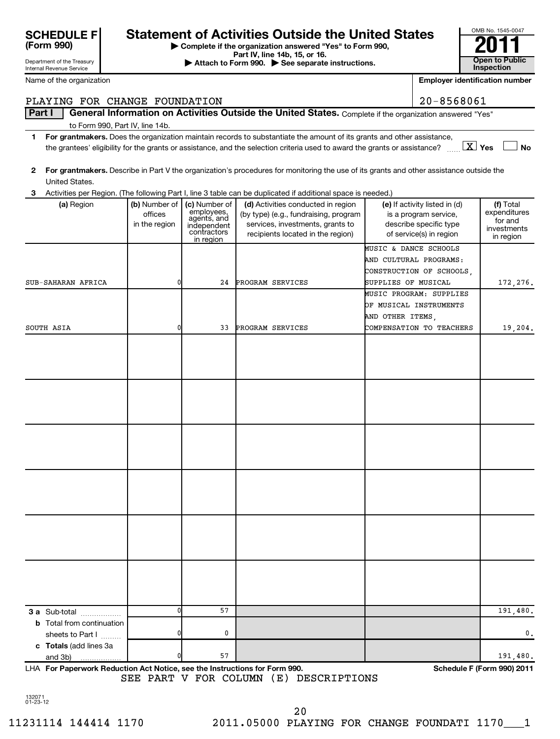# SCHEDULE F (Form 990)

Department of the Treasury
Internal Revenue Service

## Statement of Activities Outside the United States

▶ Complete if the organization answered "Yes" to Form 990, Part IV, line 14b, 15, or 16.
▶ Attach to Form 990. ▶ See separate instructions.

OMB No. 1545-0047

**2011**

**Open to Public Inspection**

Name of the organization: PLAYING FOR CHANGE FOUNDATION

Employer identification number: 20-8568061

**Part I** **General Information on Activities Outside the United States.** Complete if the organization answered "Yes" to Form 990, Part IV, line 14b.

1 **For grantmakers.** Does the organization maintain records to substantiate the amount of its grants and other assistance, the grantees' eligibility for the grants or assistance, and the selection criteria used to award the grants or assistance? [X] Yes [ ] No

2 **For grantmakers.** Describe in Part V the organization's procedures for monitoring the use of its grants and other assistance outside the United States.

3 Activities per Region. (The following Part I, line 3 table can be duplicated if additional space is needed.)

| (a) Region | (b) Number of offices in the region | (c) Number of employees, agents, and independent contractors in region | (d) Activities conducted in region (by type) (e.g., fundraising, program services, investments, grants to recipients located in the region) | (e) If activity listed in (d) is a program service, describe specific type of service(s) in region | (f) Total expenditures for and investments in region |
|---|---|---|---|---|---|
| SUB-SAHARAN AFRICA | 0 | 24 | PROGRAM SERVICES | MUSIC & DANCE SCHOOLS AND CULTURAL PROGRAMS: CONSTRUCTION OF SCHOOLS, SUPPLIES OF MUSICAL | 172,276. |
| SOUTH ASIA | 0 | 33 | PROGRAM SERVICES | MUSIC PROGRAM: SUPPLIES OF MUSICAL INSTRUMENTS AND OTHER ITEMS, COMPENSATION TO TEACHERS | 19,204. |
| | | | | | |
| | | | | | |
| | | | | | |
| | | | | | |
| | | | | | |
| | | | | | |
| **3 a** Sub-total | 0 | 57 | | | 191,480. |
| **b** Total from continuation sheets to Part I | 0 | 0 | | | 0. |
| **c Totals** (add lines 3a and 3b) | 0 | 57 | | | 191,480. |

LHA **For Paperwork Reduction Act Notice, see the Instructions for Form 990.** **Schedule F (Form 990) 2011**

SEE PART V FOR COLUMN (E) DESCRIPTIONS

132071
01-23-12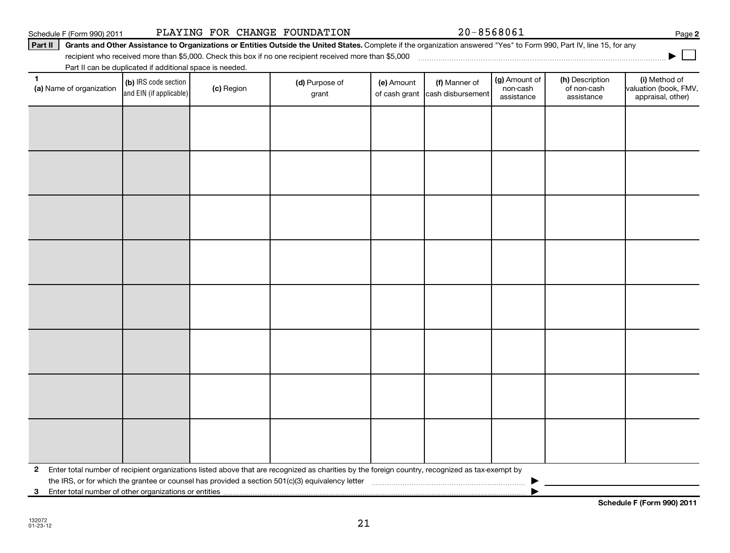Schedule F (Form 990) 2011 PLAYING FOR CHANGE FOUNDATION 20-8568061

**Part II** **Grants and Other Assistance to Organizations or Entities Outside the United States.** Complete if the organization answered "Yes" to Form 990, Part IV, line 15, for any recipient who received more than $5,000. Check this box if no one recipient received more than $5,000 ▶ ☐

Part II can be duplicated if additional space is needed.

| 1 (a) Name of organization | (b) IRS code section and EIN (if applicable) | (c) Region | (d) Purpose of grant | (e) Amount of cash grant | (f) Manner of cash disbursement | (g) Amount of non-cash assistance | (h) Description of non-cash assistance | (i) Method of valuation (book, FMV, appraisal, other) |
|---|---|---|---|---|---|---|---|---|
| | | | | | | | | |
| | | | | | | | | |
| | | | | | | | | |
| | | | | | | | | |
| | | | | | | | | |
| | | | | | | | | |
| | | | | | | | | |
| | | | | | | | | |

**2** Enter total number of recipient organizations listed above that are recognized as charities by the foreign country, recognized as tax-exempt by the IRS, or for which the grantee or counsel has provided a section 501(c)(3) equivalency letter ▶

**3** Enter total number of other organizations or entities ▶

**Schedule F (Form 990) 2011**

132072
01-23-12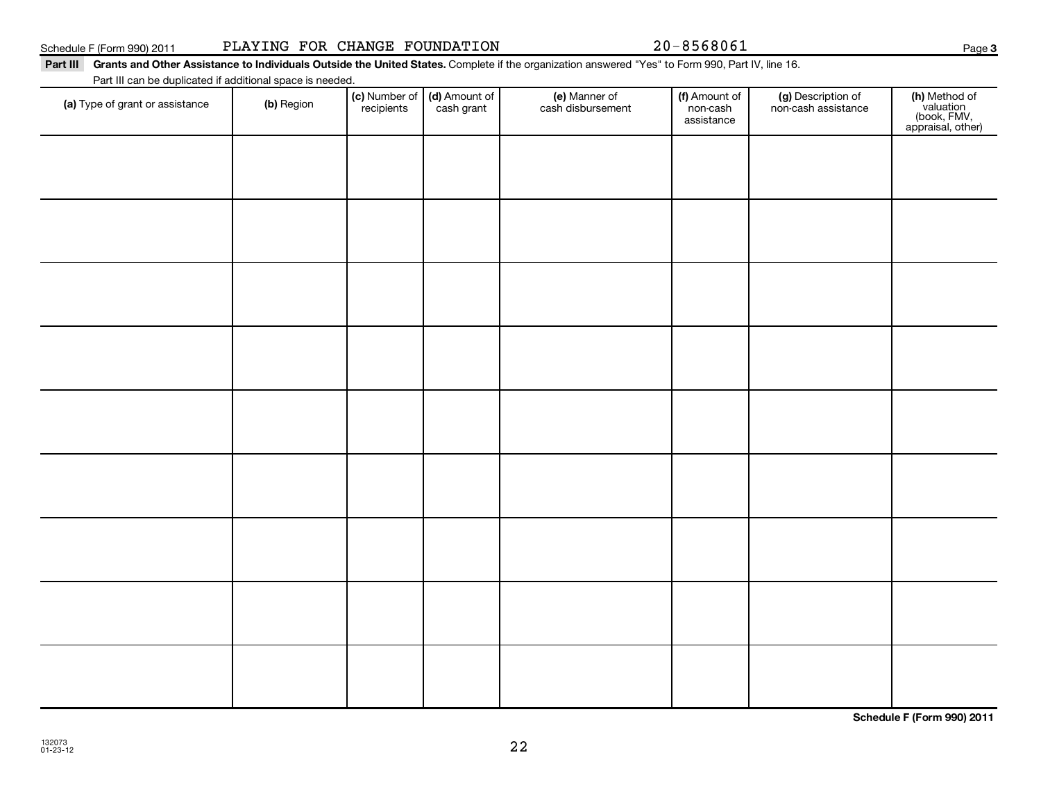Schedule F (Form 990) 2011 PLAYING FOR CHANGE FOUNDATION 20-8568061 Page 3

**Part III Grants and Other Assistance to Individuals Outside the United States.** Complete if the organization answered "Yes" to Form 990, Part IV, line 16.

Part III can be duplicated if additional space is needed.

| (a) Type of grant or assistance | (b) Region | (c) Number of recipients | (d) Amount of cash grant | (e) Manner of cash disbursement | (f) Amount of non-cash assistance | (g) Description of non-cash assistance | (h) Method of valuation (book, FMV, appraisal, other) |
|---|---|---|---|---|---|---|---|
| | | | | | | | |
| | | | | | | | |
| | | | | | | | |
| | | | | | | | |
| | | | | | | | |
| | | | | | | | |
| | | | | | | | |
| | | | | | | | |
| | | | | | | | |

**Schedule F (Form 990) 2011**

132073
01-23-12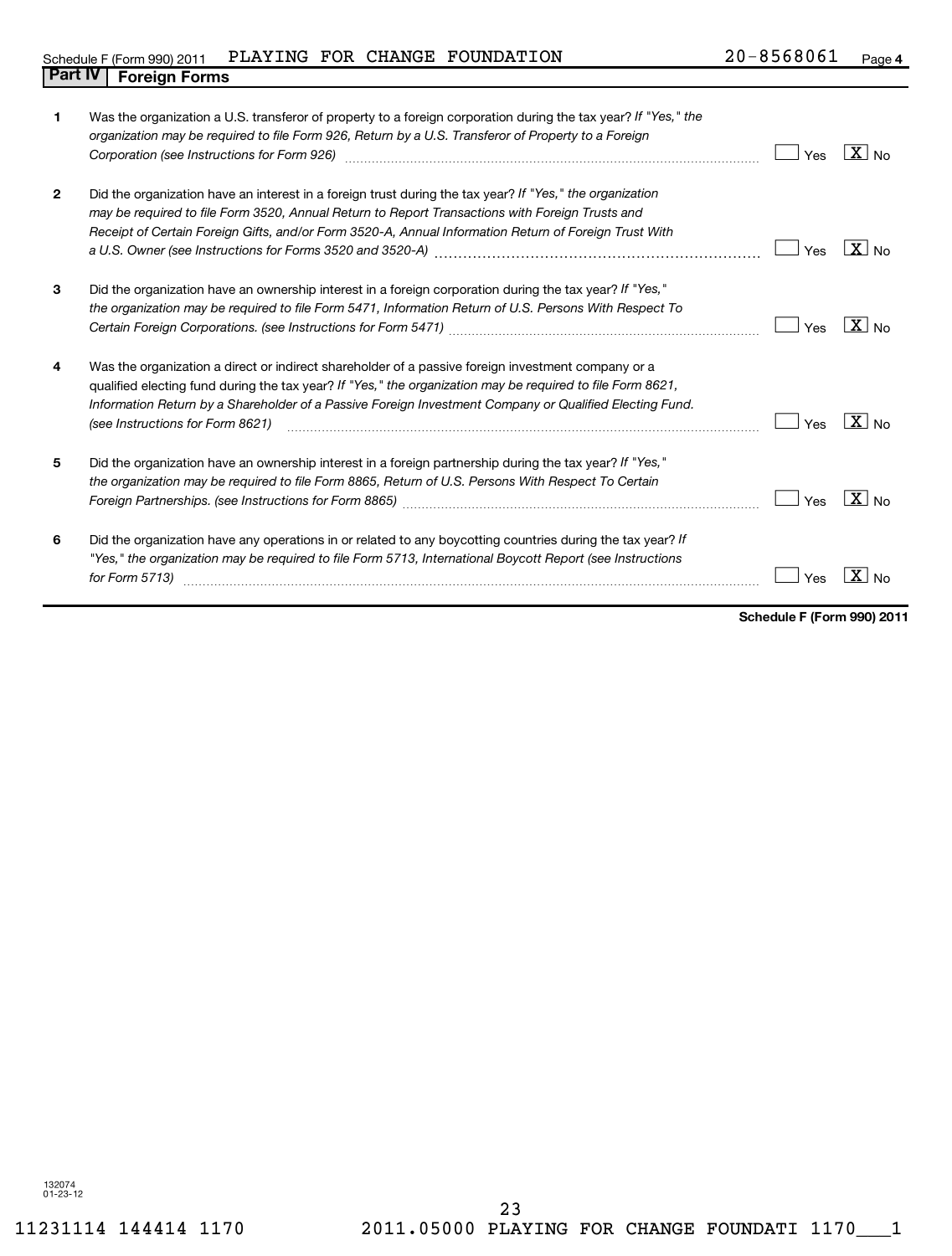Schedule F (Form 990) 2011 PLAYING FOR CHANGE FOUNDATION 20-8568061

## Part IV Foreign Forms

| | | Yes | No |
|---|---|---|---|
| 1 | Was the organization a U.S. transferor of property to a foreign corporation during the tax year? *If "Yes," the organization may be required to file Form 926, Return by a U.S. Transferor of Property to a Foreign Corporation (see Instructions for Form 926)* | | X |
| 2 | Did the organization have an interest in a foreign trust during the tax year? *If "Yes," the organization may be required to file Form 3520, Annual Return to Report Transactions with Foreign Trusts and Receipt of Certain Foreign Gifts, and/or Form 3520-A, Annual Information Return of Foreign Trust With a U.S. Owner (see Instructions for Forms 3520 and 3520-A)* | | X |
| 3 | Did the organization have an ownership interest in a foreign corporation during the tax year? *If "Yes," the organization may be required to file Form 5471, Information Return of U.S. Persons With Respect To Certain Foreign Corporations. (see Instructions for Form 5471)* | | X |
| 4 | Was the organization a direct or indirect shareholder of a passive foreign investment company or a qualified electing fund during the tax year? *If "Yes," the organization may be required to file Form 8621, Information Return by a Shareholder of a Passive Foreign Investment Company or Qualified Electing Fund. (see Instructions for Form 8621)* | | X |
| 5 | Did the organization have an ownership interest in a foreign partnership during the tax year? *If "Yes," the organization may be required to file Form 8865, Return of U.S. Persons With Respect To Certain Foreign Partnerships. (see Instructions for Form 8865)* | | X |
| 6 | Did the organization have any operations in or related to any boycotting countries during the tax year? *If "Yes," the organization may be required to file Form 5713, International Boycott Report (see Instructions for Form 5713)* | | X |

**Schedule F (Form 990) 2011**

132074
01-23-12

11231114 144414 1170 2011.05000 PLAYING FOR CHANGE FOUNDATI 1170___1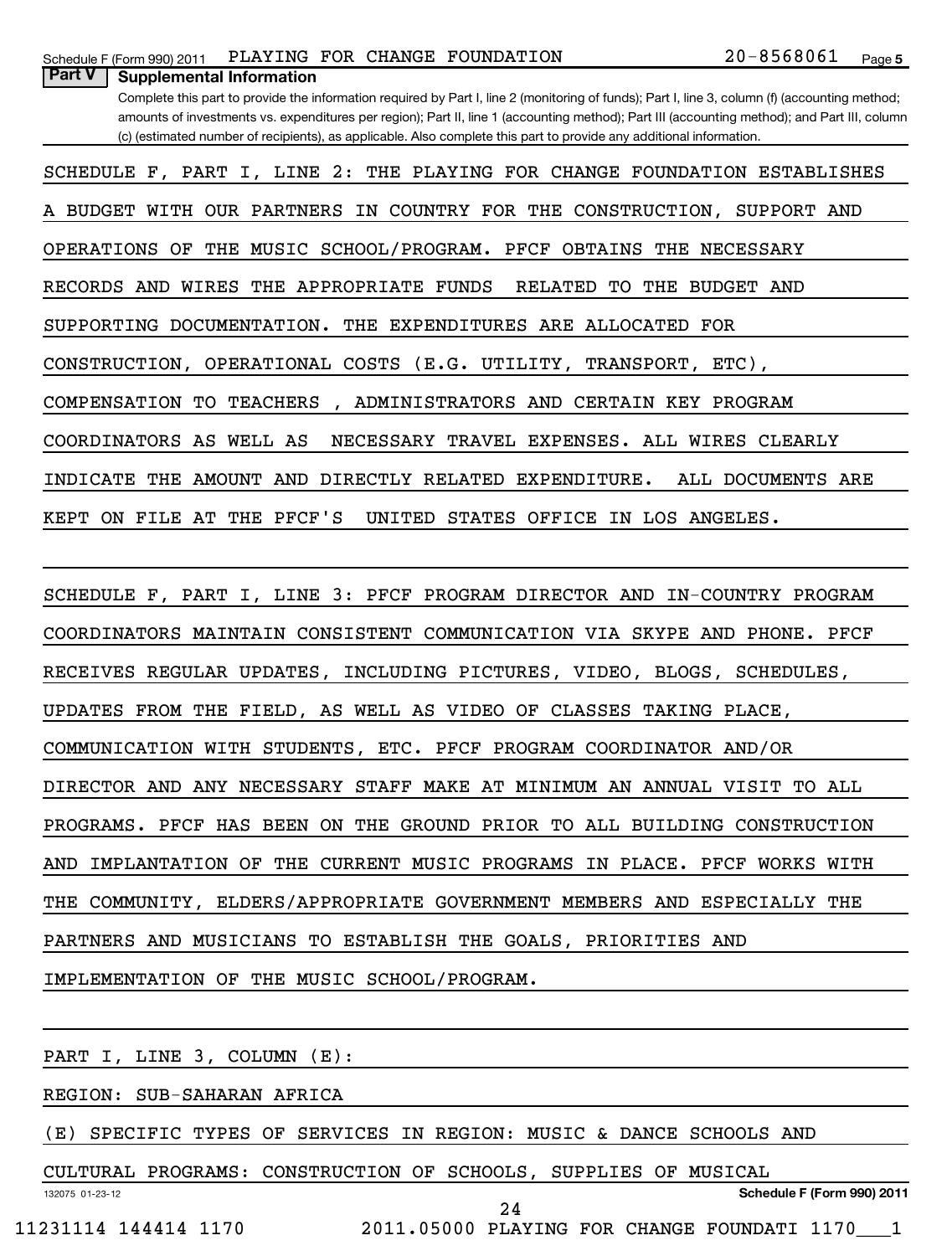**Part V Supplemental Information**

Complete this part to provide the information required by Part I, line 2 (monitoring of funds); Part I, line 3, column (f) (accounting method; amounts of investments vs. expenditures per region); Part II, line 1 (accounting method); Part III (accounting method); and Part III, column (c) (estimated number of recipients), as applicable. Also complete this part to provide any additional information.

SCHEDULE F, PART I, LINE 2: THE PLAYING FOR CHANGE FOUNDATION ESTABLISHES A BUDGET WITH OUR PARTNERS IN COUNTRY FOR THE CONSTRUCTION, SUPPORT AND OPERATIONS OF THE MUSIC SCHOOL/PROGRAM. PFCF OBTAINS THE NECESSARY RECORDS AND WIRES THE APPROPRIATE FUNDS RELATED TO THE BUDGET AND SUPPORTING DOCUMENTATION. THE EXPENDITURES ARE ALLOCATED FOR CONSTRUCTION, OPERATIONAL COSTS (E.G. UTILITY, TRANSPORT, ETC), COMPENSATION TO TEACHERS , ADMINISTRATORS AND CERTAIN KEY PROGRAM COORDINATORS AS WELL AS NECESSARY TRAVEL EXPENSES. ALL WIRES CLEARLY INDICATE THE AMOUNT AND DIRECTLY RELATED EXPENDITURE. ALL DOCUMENTS ARE KEPT ON FILE AT THE PFCF'S UNITED STATES OFFICE IN LOS ANGELES.

SCHEDULE F, PART I, LINE 3: PFCF PROGRAM DIRECTOR AND IN-COUNTRY PROGRAM COORDINATORS MAINTAIN CONSISTENT COMMUNICATION VIA SKYPE AND PHONE. PFCF RECEIVES REGULAR UPDATES, INCLUDING PICTURES, VIDEO, BLOGS, SCHEDULES, UPDATES FROM THE FIELD, AS WELL AS VIDEO OF CLASSES TAKING PLACE, COMMUNICATION WITH STUDENTS, ETC. PFCF PROGRAM COORDINATOR AND/OR DIRECTOR AND ANY NECESSARY STAFF MAKE AT MINIMUM AN ANNUAL VISIT TO ALL PROGRAMS. PFCF HAS BEEN ON THE GROUND PRIOR TO ALL BUILDING CONSTRUCTION AND IMPLANTATION OF THE CURRENT MUSIC PROGRAMS IN PLACE. PFCF WORKS WITH THE COMMUNITY, ELDERS/APPROPRIATE GOVERNMENT MEMBERS AND ESPECIALLY THE PARTNERS AND MUSICIANS TO ESTABLISH THE GOALS, PRIORITIES AND IMPLEMENTATION OF THE MUSIC SCHOOL/PROGRAM.

PART I, LINE 3, COLUMN (E):

REGION: SUB-SAHARAN AFRICA

(E) SPECIFIC TYPES OF SERVICES IN REGION: MUSIC & DANCE SCHOOLS AND CULTURAL PROGRAMS: CONSTRUCTION OF SCHOOLS, SUPPLIES OF MUSICAL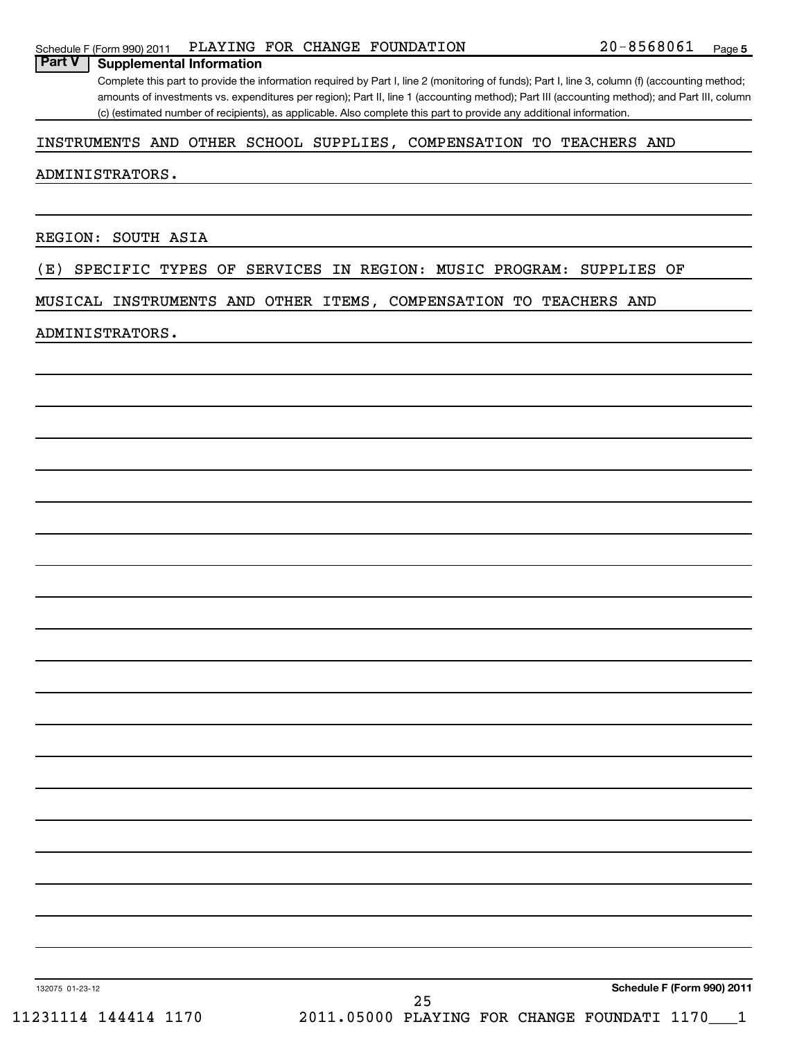## Part V Supplemental Information

Complete this part to provide the information required by Part I, line 2 (monitoring of funds); Part I, line 3, column (f) (accounting method; amounts of investments vs. expenditures per region); Part II, line 1 (accounting method); Part III (accounting method); and Part III, column (c) (estimated number of recipients), as applicable. Also complete this part to provide any additional information.

INSTRUMENTS AND OTHER SCHOOL SUPPLIES, COMPENSATION TO TEACHERS AND ADMINISTRATORS.

REGION: SOUTH ASIA

(E) SPECIFIC TYPES OF SERVICES IN REGION: MUSIC PROGRAM: SUPPLIES OF MUSICAL INSTRUMENTS AND OTHER ITEMS, COMPENSATION TO TEACHERS AND ADMINISTRATORS.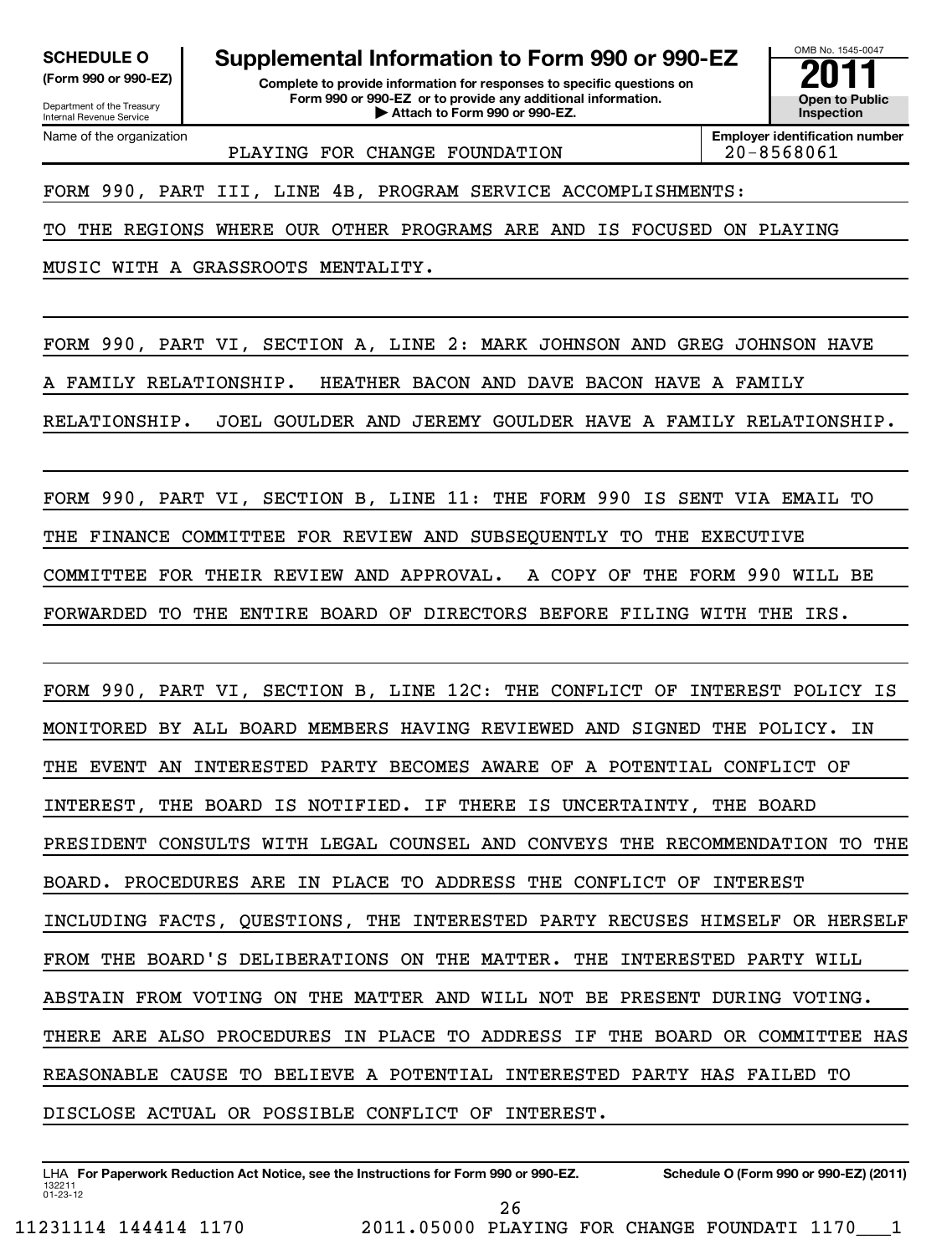**SCHEDULE O**
**(Form 990 or 990-EZ)**

Department of the Treasury
Internal Revenue Service

# Supplemental Information to Form 990 or 990-EZ

**Complete to provide information for responses to specific questions on Form 990 or 990-EZ or to provide any additional information.**
**▶ Attach to Form 990 or 990-EZ.**

OMB No. 1545-0047

**2011**

**Open to Public Inspection**

Name of the organization: PLAYING FOR CHANGE FOUNDATION

**Employer identification number:** 20-8568061

FORM 990, PART III, LINE 4B, PROGRAM SERVICE ACCOMPLISHMENTS:

TO THE REGIONS WHERE OUR OTHER PROGRAMS ARE AND IS FOCUSED ON PLAYING MUSIC WITH A GRASSROOTS MENTALITY.

FORM 990, PART VI, SECTION A, LINE 2: MARK JOHNSON AND GREG JOHNSON HAVE A FAMILY RELATIONSHIP. HEATHER BACON AND DAVE BACON HAVE A FAMILY RELATIONSHIP. JOEL GOULDER AND JEREMY GOULDER HAVE A FAMILY RELATIONSHIP.

FORM 990, PART VI, SECTION B, LINE 11: THE FORM 990 IS SENT VIA EMAIL TO THE FINANCE COMMITTEE FOR REVIEW AND SUBSEQUENTLY TO THE EXECUTIVE COMMITTEE FOR THEIR REVIEW AND APPROVAL. A COPY OF THE FORM 990 WILL BE FORWARDED TO THE ENTIRE BOARD OF DIRECTORS BEFORE FILING WITH THE IRS.

FORM 990, PART VI, SECTION B, LINE 12C: THE CONFLICT OF INTEREST POLICY IS MONITORED BY ALL BOARD MEMBERS HAVING REVIEWED AND SIGNED THE POLICY. IN THE EVENT AN INTERESTED PARTY BECOMES AWARE OF A POTENTIAL CONFLICT OF INTEREST, THE BOARD IS NOTIFIED. IF THERE IS UNCERTAINTY, THE BOARD PRESIDENT CONSULTS WITH LEGAL COUNSEL AND CONVEYS THE RECOMMENDATION TO THE BOARD. PROCEDURES ARE IN PLACE TO ADDRESS THE CONFLICT OF INTEREST INCLUDING FACTS, QUESTIONS, THE INTERESTED PARTY RECUSES HIMSELF OR HERSELF FROM THE BOARD'S DELIBERATIONS ON THE MATTER. THE INTERESTED PARTY WILL ABSTAIN FROM VOTING ON THE MATTER AND WILL NOT BE PRESENT DURING VOTING. THERE ARE ALSO PROCEDURES IN PLACE TO ADDRESS IF THE BOARD OR COMMITTEE HAS REASONABLE CAUSE TO BELIEVE A POTENTIAL INTERESTED PARTY HAS FAILED TO DISCLOSE ACTUAL OR POSSIBLE CONFLICT OF INTEREST.

LHA **For Paperwork Reduction Act Notice, see the Instructions for Form 990 or 990-EZ.** **Schedule O (Form 990 or 990-EZ) (2011)**

132211
01-23-12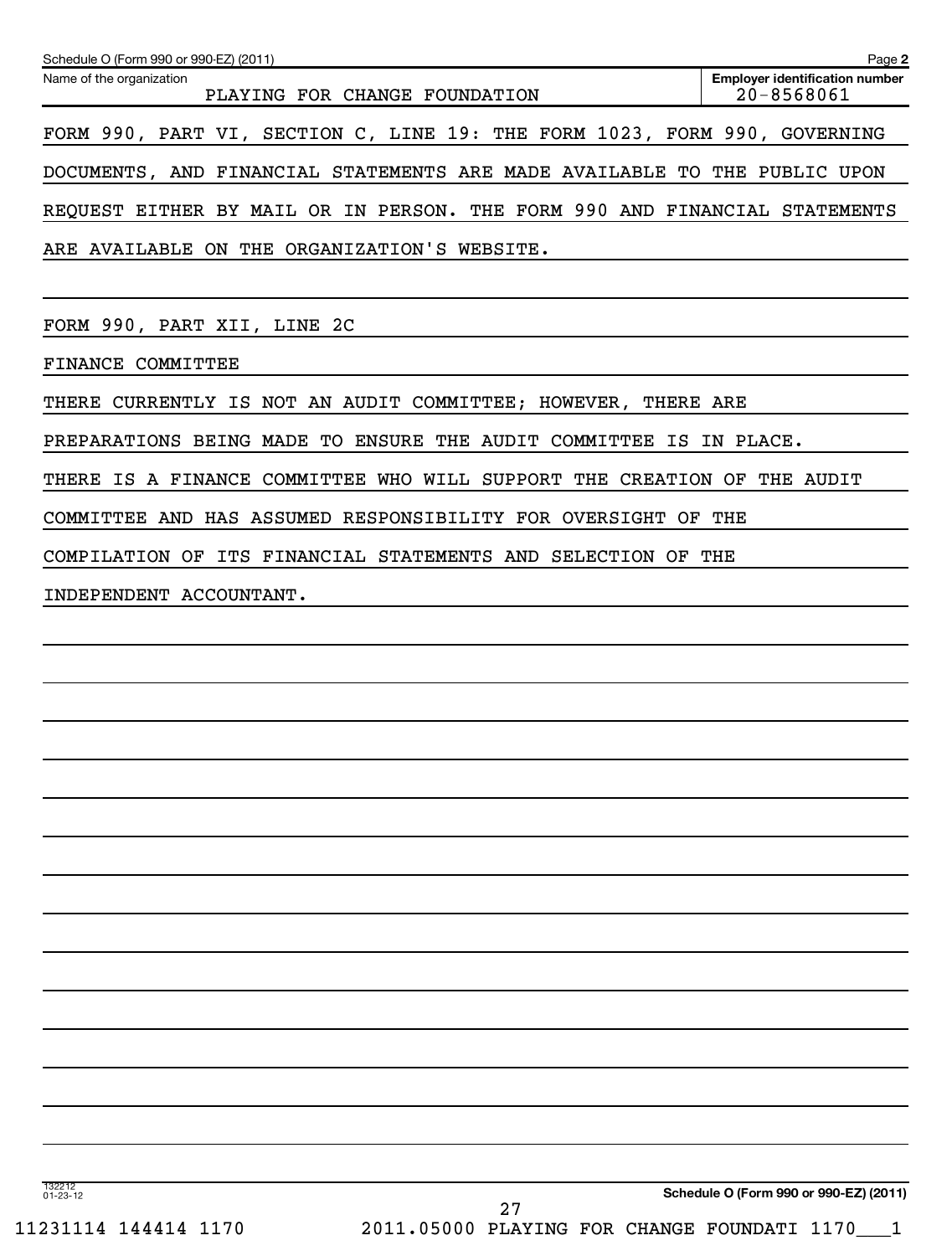Schedule O (Form 990 or 990-EZ) (2011) Page **2**

Name of the organization: PLAYING FOR CHANGE FOUNDATION

**Employer identification number**: 20-8568061

FORM 990, PART VI, SECTION C, LINE 19: THE FORM 1023, FORM 990, GOVERNING DOCUMENTS, AND FINANCIAL STATEMENTS ARE MADE AVAILABLE TO THE PUBLIC UPON REQUEST EITHER BY MAIL OR IN PERSON. THE FORM 990 AND FINANCIAL STATEMENTS ARE AVAILABLE ON THE ORGANIZATION'S WEBSITE.

FORM 990, PART XII, LINE 2C

FINANCE COMMITTEE

THERE CURRENTLY IS NOT AN AUDIT COMMITTEE; HOWEVER, THERE ARE PREPARATIONS BEING MADE TO ENSURE THE AUDIT COMMITTEE IS IN PLACE. THERE IS A FINANCE COMMITTEE WHO WILL SUPPORT THE CREATION OF THE AUDIT COMMITTEE AND HAS ASSUMED RESPONSIBILITY FOR OVERSIGHT OF THE COMPILATION OF ITS FINANCIAL STATEMENTS AND SELECTION OF THE INDEPENDENT ACCOUNTANT.

132212 01-23-12

**Schedule O (Form 990 or 990-EZ) (2011)**